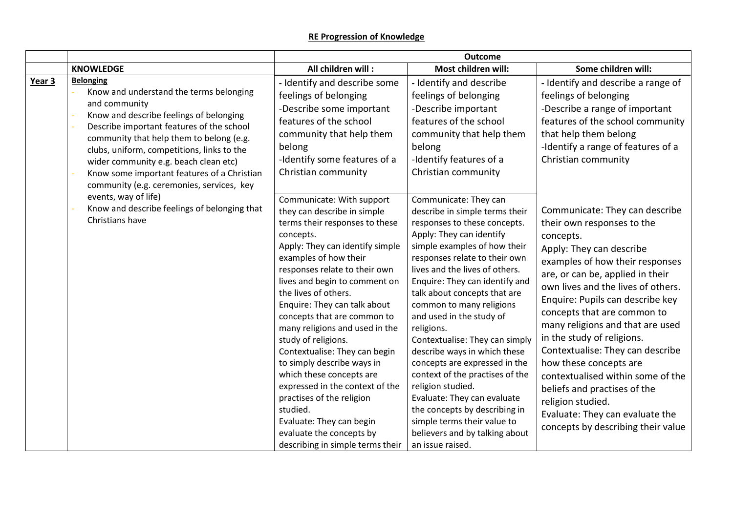## RE Progression of Knowledge

| | | Outcome | | |
|---|---|---|---|---|
| | **KNOWLEDGE** | **All children will :** | **Most children will:** | **Some children will:** |
| **Year 3** | **Belonging**<br>- Know and understand the terms belonging and community<br>- Know and describe feelings of belonging<br>- Describe important features of the school community that help them to belong (e.g. clubs, uniform, competitions, links to the wider community e.g. beach clean etc)<br>- Know some important features of a Christian community (e.g. ceremonies, services, key events, way of life)<br>- Know and describe feelings of belonging that Christians have | - Identify and describe some feelings of belonging<br>-Describe some important features of the school community that help them belong<br>-Identify some features of a Christian community<br><br>Communicate: With support they can describe in simple terms their responses to these concepts.<br>Apply: They can identify simple examples of how their responses relate to their own lives and begin to comment on the lives of others.<br>Enquire: They can talk about concepts that are common to many religions and used in the study of religions.<br>Contextualise: They can begin to simply describe ways in which these concepts are expressed in the context of the practises of the religion studied.<br>Evaluate: They can begin evaluate the concepts by describing in simple terms their | - Identify and describe feelings of belonging<br>-Describe important features of the school community that help them belong<br>-Identify features of a Christian community<br><br>Communicate: They can describe in simple terms their responses to these concepts.<br>Apply: They can identify simple examples of how their responses relate to their own lives and the lives of others.<br>Enquire: They can identify and talk about concepts that are common to many religions and used in the study of religions.<br>Contextualise: They can simply describe ways in which these concepts are expressed in the context of the practises of the religion studied.<br>Evaluate: They can evaluate the concepts by describing in simple terms their value to believers and by talking about an issue raised. | - Identify and describe a range of feelings of belonging<br>-Describe a range of important features of the school community that help them belong<br>-Identify a range of features of a Christian community<br><br>Communicate: They can describe their own responses to the concepts.<br>Apply: They can describe examples of how their responses are, or can be, applied in their own lives and the lives of others.<br>Enquire: Pupils can describe key concepts that are common to many religions and that are used in the study of religions.<br>Contextualise: They can describe how these concepts are contextualised within some of the beliefs and practises of the religion studied.<br>Evaluate: They can evaluate the concepts by describing their value |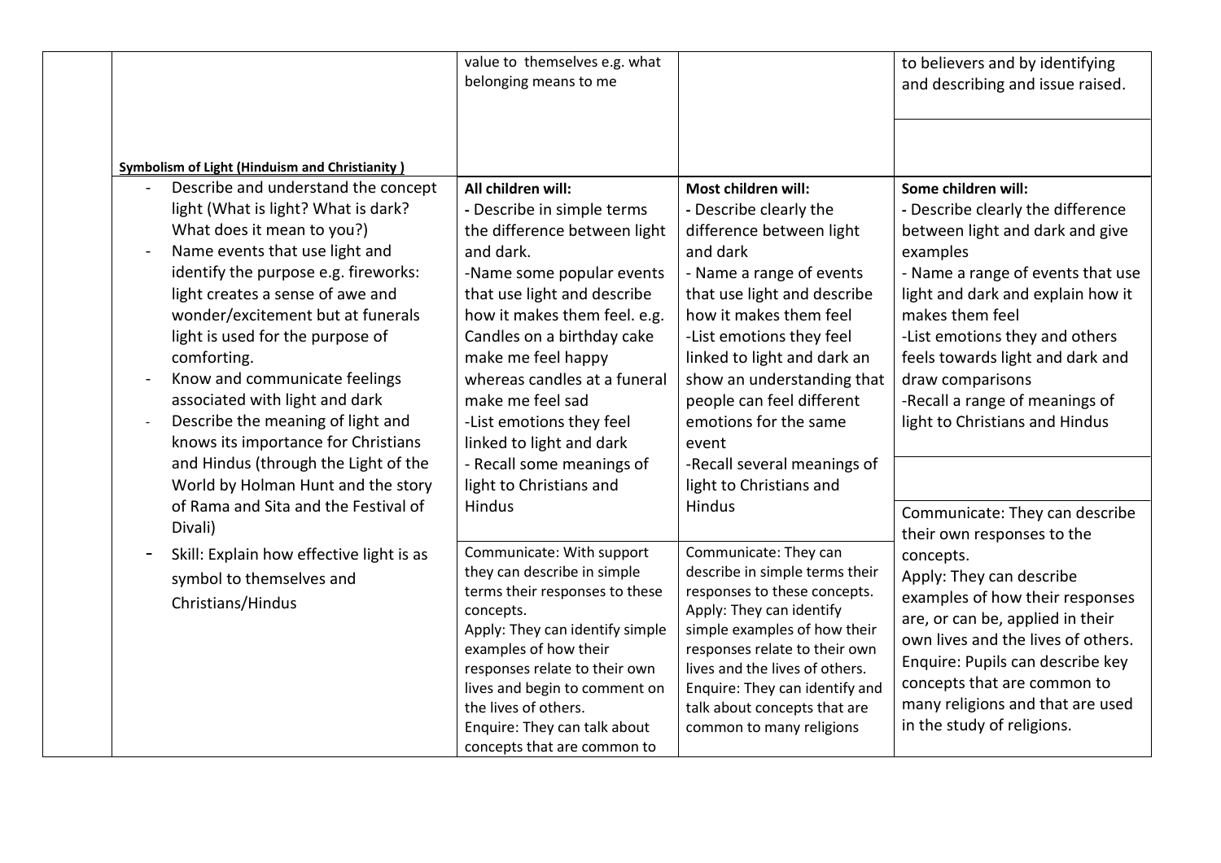| | | | | |
|---|---|---|---|---|
| | | value to themselves e.g. what belonging means to me | | to believers and by identifying and describing and issue raised. |
| | **Symbolism of Light (Hinduism and Christianity )**<br>- Describe and understand the concept light (What is light? What is dark? What does it mean to you?)<br>- Name events that use light and identify the purpose e.g. fireworks: light creates a sense of awe and wonder/excitement but at funerals light is used for the purpose of comforting.<br>- Know and communicate feelings associated with light and dark<br>- Describe the meaning of light and knows its importance for Christians and Hindus (through the Light of the World by Holman Hunt and the story of Rama and Sita and the Festival of Divali)<br>- Skill: Explain how effective light is as symbol to themselves and Christians/Hindus | **All children will:**<br>- Describe in simple terms the difference between light and dark.<br>-Name some popular events that use light and describe how it makes them feel. e.g. Candles on a birthday cake make me feel happy whereas candles at a funeral make me feel sad<br>-List emotions they feel linked to light and dark<br>- Recall some meanings of light to Christians and Hindus | **Most children will:**<br>- Describe clearly the difference between light and dark<br>- Name a range of events that use light and describe how it makes them feel<br>-List emotions they feel linked to light and dark an show an understanding that people can feel different emotions for the same event<br>-Recall several meanings of light to Christians and Hindus | **Some children will:**<br>- Describe clearly the difference between light and dark and give examples<br>- Name a range of events that use light and dark and explain how it makes them feel<br>-List emotions they and others feels towards light and dark and draw comparisons<br>-Recall a range of meanings of light to Christians and Hindus |
| | | Communicate: With support they can describe in simple terms their responses to these concepts.<br>Apply: They can identify simple examples of how their responses relate to their own lives and begin to comment on the lives of others.<br>Enquire: They can talk about concepts that are common to | Communicate: They can describe in simple terms their responses to these concepts.<br>Apply: They can identify simple examples of how their responses relate to their own lives and the lives of others.<br>Enquire: They can identify and talk about concepts that are common to many religions | Communicate: They can describe their own responses to the concepts.<br>Apply: They can describe examples of how their responses are, or can be, applied in their own lives and the lives of others.<br>Enquire: Pupils can describe key concepts that are common to many religions and that are used in the study of religions. |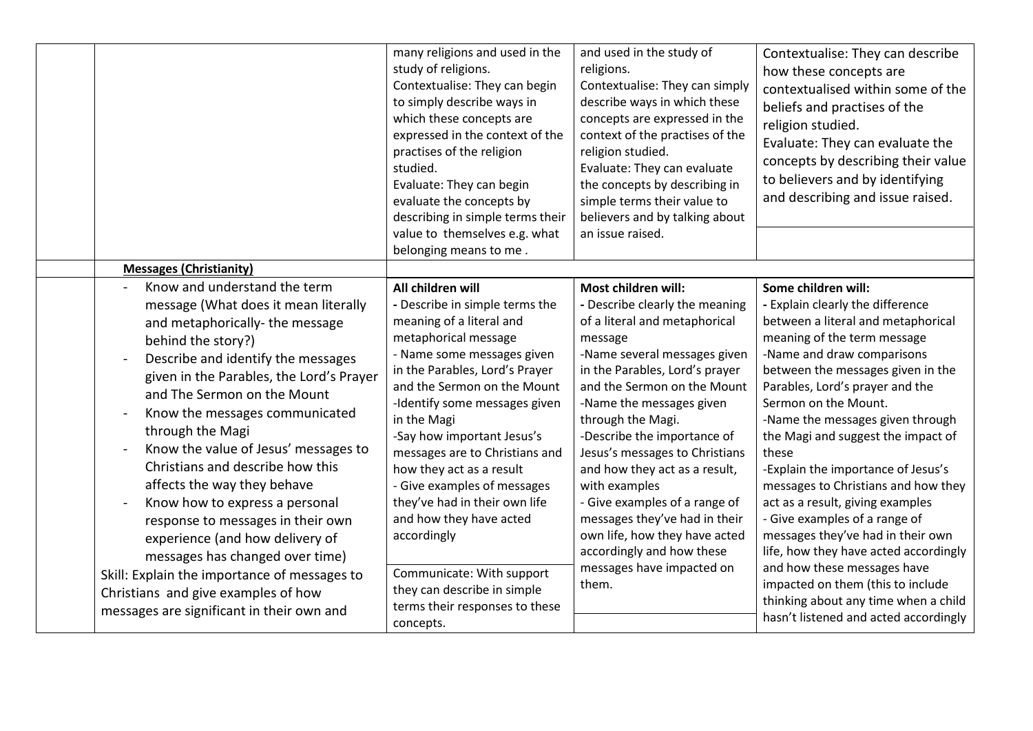| | | | | |
|---|---|---|---|---|
| | | many religions and used in the study of religions.<br>Contextualise: They can begin to simply describe ways in which these concepts are expressed in the context of the practises of the religion studied.<br>Evaluate: They can begin evaluate the concepts by describing in simple terms their value to themselves e.g. what belonging means to me . | and used in the study of religions.<br>Contextualise: They can simply describe ways in which these concepts are expressed in the context of the practises of the religion studied.<br>Evaluate: They can evaluate the concepts by describing in simple terms their value to believers and by talking about an issue raised. | Contextualise: They can describe how these concepts are contextualised within some of the beliefs and practises of the religion studied.<br>Evaluate: They can evaluate the concepts by describing their value to believers and by identifying and describing and issue raised. |
| | **Messages (Christianity)** | | | |
| | - Know and understand the term message (What does it mean literally and metaphorically- the message behind the story?)<br>- Describe and identify the messages given in the Parables, the Lord's Prayer and The Sermon on the Mount<br>- Know the messages communicated through the Magi<br>- Know the value of Jesus' messages to Christians and describe how this affects the way they behave<br>- Know how to express a personal response to messages in their own experience (and how delivery of messages has changed over time)<br>Skill: Explain the importance of messages to Christians and give examples of how messages are significant in their own and | **All children will**<br>- Describe in simple terms the meaning of a literal and metaphorical message<br>- Name some messages given in the Parables, Lord's Prayer and the Sermon on the Mount<br>-Identify some messages given in the Magi<br>-Say how important Jesus's messages are to Christians and how they act as a result<br>- Give examples of messages they've had in their own life and how they have acted accordingly<br>Communicate: With support they can describe in simple terms their responses to these concepts. | **Most children will:**<br>- Describe clearly the meaning of a literal and metaphorical message<br>-Name several messages given in the Parables, Lord's prayer and the Sermon on the Mount<br>-Name the messages given through the Magi.<br>-Describe the importance of Jesus's messages to Christians and how they act as a result, with examples<br>- Give examples of a range of messages they've had in their own life, how they have acted accordingly and how these messages have impacted on them. | **Some children will:**<br>- Explain clearly the difference between a literal and metaphorical meaning of the term message<br>-Name and draw comparisons between the messages given in the Parables, Lord's prayer and the Sermon on the Mount.<br>-Name the messages given through the Magi and suggest the impact of these<br>-Explain the importance of Jesus's messages to Christians and how they act as a result, giving examples<br>- Give examples of a range of messages they've had in their own life, how they have acted accordingly and how these messages have impacted on them (this to include thinking about any time when a child hasn't listened and acted accordingly |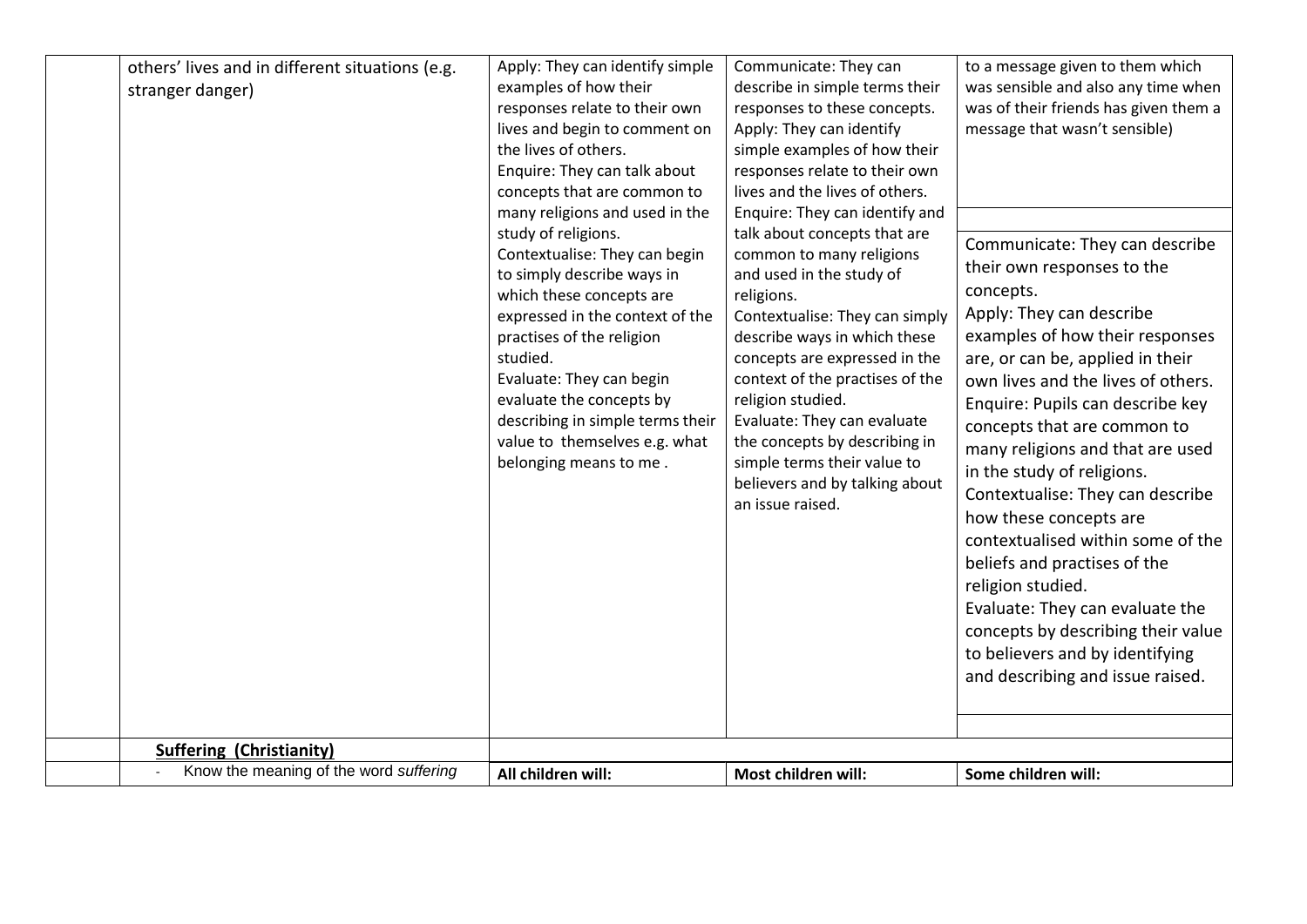| | | | | |
|---|---|---|---|---|
| | others' lives and in different situations (e.g. stranger danger) | Apply: They can identify simple examples of how their responses relate to their own lives and begin to comment on the lives of others.<br>Enquire: They can talk about concepts that are common to many religions and used in the study of religions.<br>Contextualise: They can begin to simply describe ways in which these concepts are expressed in the context of the practises of the religion studied.<br>Evaluate: They can begin evaluate the concepts by describing in simple terms their value to themselves e.g. what belonging means to me . | Communicate: They can describe in simple terms their responses to these concepts.<br>Apply: They can identify simple examples of how their responses relate to their own lives and the lives of others.<br>Enquire: They can identify and talk about concepts that are common to many religions and used in the study of religions.<br>Contextualise: They can simply describe ways in which these concepts are expressed in the context of the practises of the religion studied.<br>Evaluate: They can evaluate the concepts by describing in simple terms their value to believers and by talking about an issue raised. | to a message given to them which was sensible and also any time when was of their friends has given them a message that wasn't sensible)<br><br>Communicate: They can describe their own responses to the concepts.<br>Apply: They can describe examples of how their responses are, or can be, applied in their own lives and the lives of others.<br>Enquire: Pupils can describe key concepts that are common to many religions and that are used in the study of religions.<br>Contextualise: They can describe how these concepts are contextualised within some of the beliefs and practises of the religion studied.<br>Evaluate: They can evaluate the concepts by describing their value to believers and by identifying and describing and issue raised. |
| | **Suffering (Christianity)** | | | |
| | - Know the meaning of the word *suffering* | **All children will:** | **Most children will:** | **Some children will:** |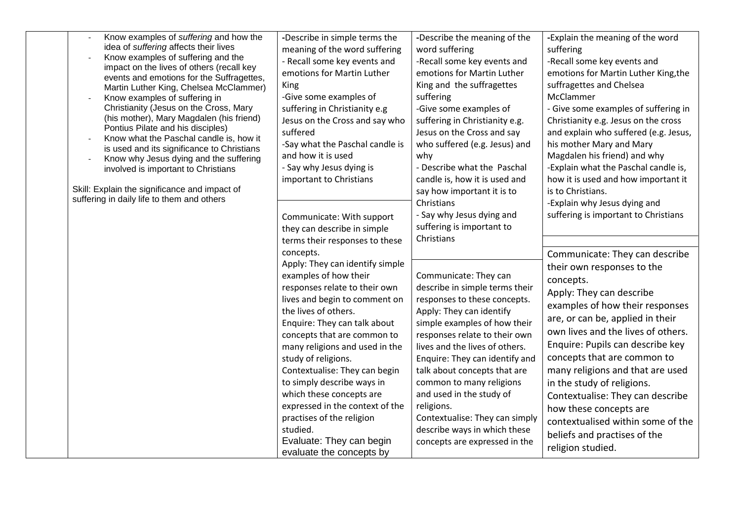| | | | | |
|---|---|---|---|---|
| | - Know examples of *suffering* and how the idea of *suffering* affects their lives<br>- Know examples of suffering and the impact on the lives of others (recall key events and emotions for the Suffragettes, Martin Luther King, Chelsea McClammer)<br>- Know examples of suffering in Christianity (Jesus on the Cross, Mary (his mother), Mary Magdalen (his friend) Pontius Pilate and his disciples)<br>- Know what the Paschal candle is, how it is used and its significance to Christians<br>- Know why Jesus dying and the suffering involved is important to Christians<br><br>Skill: Explain the significance and impact of suffering in daily life to them and others | -Describe in simple terms the meaning of the word suffering<br>- Recall some key events and emotions for Martin Luther King<br>-Give some examples of suffering in Christianity e.g Jesus on the Cross and say who suffered<br>-Say what the Paschal candle is and how it is used<br>- Say why Jesus dying is important to Christians | -Describe the meaning of the word suffering<br>-Recall some key events and emotions for Martin Luther King and the suffragettes suffering<br>-Give some examples of suffering in Christianity e.g. Jesus on the Cross and say who suffered (e.g. Jesus) and why<br>- Describe what the Paschal candle is, how it is used and say how important it is to Christians<br>- Say why Jesus dying and suffering is important to Christians | -Explain the meaning of the word suffering<br>-Recall some key events and emotions for Martin Luther King,the suffragettes and Chelsea McClammer<br>- Give some examples of suffering in Christianity e.g. Jesus on the cross and explain who suffered (e.g. Jesus, his mother Mary and Mary Magdalen his friend) and why<br>-Explain what the Paschal candle is, how it is used and how important it is to Christians.<br>-Explain why Jesus dying and suffering is important to Christians |
| | | Communicate: With support they can describe in simple terms their responses to these concepts.<br>Apply: They can identify simple examples of how their responses relate to their own lives and begin to comment on the lives of others.<br>Enquire: They can talk about concepts that are common to many religions and used in the study of religions.<br>Contextualise: They can begin to simply describe ways in which these concepts are expressed in the context of the practises of the religion studied.<br>Evaluate: They can begin evaluate the concepts by | Communicate: They can describe in simple terms their responses to these concepts.<br>Apply: They can identify simple examples of how their responses relate to their own lives and the lives of others.<br>Enquire: They can identify and talk about concepts that are common to many religions and used in the study of religions.<br>Contextualise: They can simply describe ways in which these concepts are expressed in the | Communicate: They can describe their own responses to the concepts.<br>Apply: They can describe examples of how their responses are, or can be, applied in their own lives and the lives of others.<br>Enquire: Pupils can describe key concepts that are common to many religions and that are used in the study of religions.<br>Contextualise: They can describe how these concepts are contextualised within some of the beliefs and practises of the religion studied. |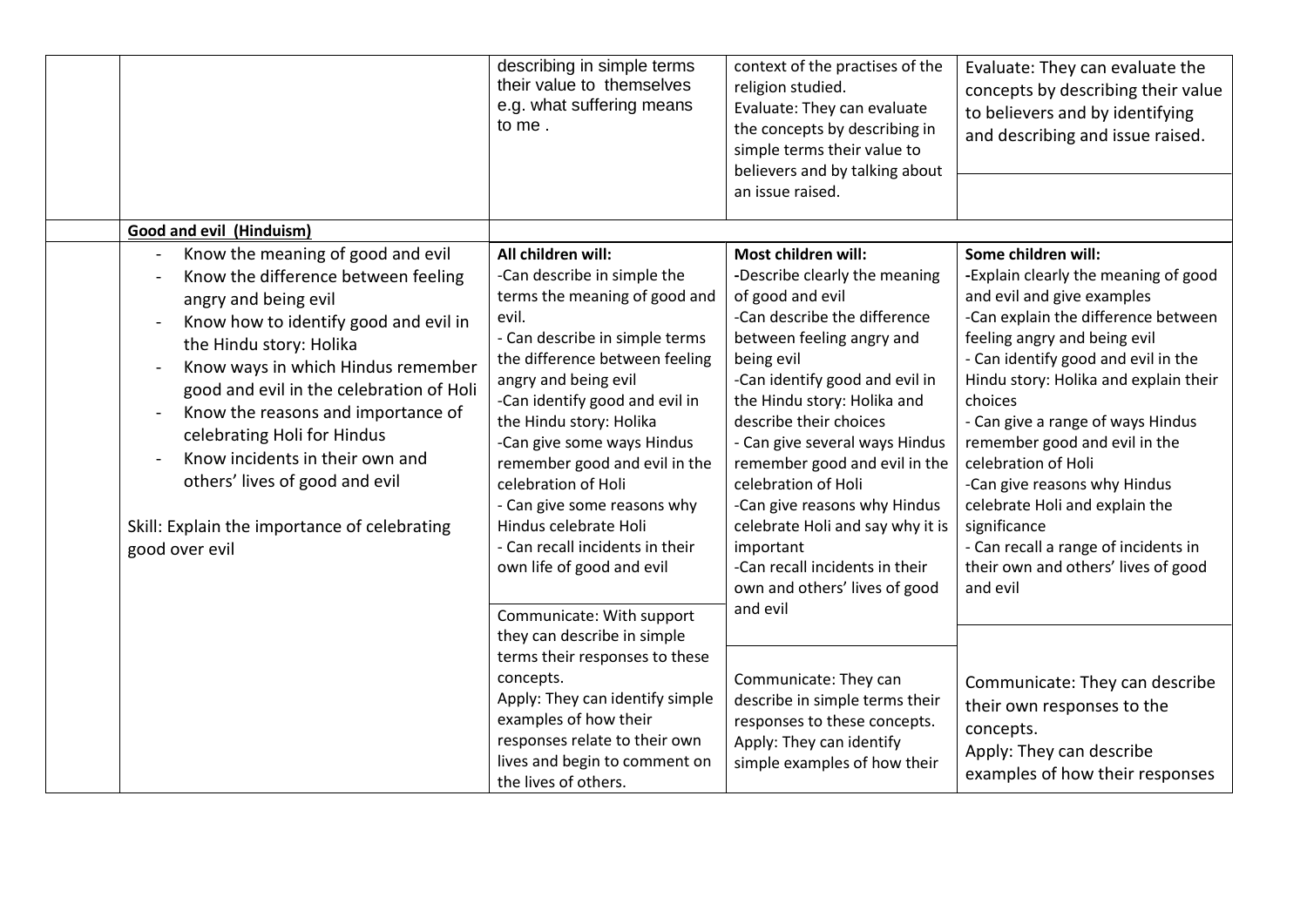| | | | | |
|---|---|---|---|---|
| | | describing in simple terms their value to themselves e.g. what suffering means to me . | context of the practises of the religion studied.<br>Evaluate: They can evaluate the concepts by describing in simple terms their value to believers and by talking about an issue raised. | Evaluate: They can evaluate the concepts by describing their value to believers and by identifying and describing and issue raised. |
| | **Good and evil (Hinduism)** | | | |
| | - Know the meaning of good and evil<br>- Know the difference between feeling angry and being evil<br>- Know how to identify good and evil in the Hindu story: Holika<br>- Know ways in which Hindus remember good and evil in the celebration of Holi<br>- Know the reasons and importance of celebrating Holi for Hindus<br>- Know incidents in their own and others' lives of good and evil<br><br>Skill: Explain the importance of celebrating good over evil | **All children will:**<br>-Can describe in simple the terms the meaning of good and evil.<br>- Can describe in simple terms the difference between feeling angry and being evil<br>-Can identify good and evil in the Hindu story: Holika<br>-Can give some ways Hindus remember good and evil in the celebration of Holi<br>- Can give some reasons why Hindus celebrate Holi<br>- Can recall incidents in their own life of good and evil | **Most children will:**<br>-Describe clearly the meaning of good and evil<br>-Can describe the difference between feeling angry and being evil<br>-Can identify good and evil in the Hindu story: Holika and describe their choices<br>- Can give several ways Hindus remember good and evil in the celebration of Holi<br>-Can give reasons why Hindus celebrate Holi and say why it is important<br>-Can recall incidents in their own and others' lives of good and evil | **Some children will:**<br>-Explain clearly the meaning of good and evil and give examples<br>-Can explain the difference between feeling angry and being evil<br>- Can identify good and evil in the Hindu story: Holika and explain their choices<br>- Can give a range of ways Hindus remember good and evil in the celebration of Holi<br>-Can give reasons why Hindus celebrate Holi and explain the significance<br>- Can recall a range of incidents in their own and others' lives of good and evil |
| | | Communicate: With support they can describe in simple terms their responses to these concepts.<br>Apply: They can identify simple examples of how their responses relate to their own lives and begin to comment on the lives of others. | Communicate: They can describe in simple terms their responses to these concepts.<br>Apply: They can identify simple examples of how their | Communicate: They can describe their own responses to the concepts.<br>Apply: They can describe examples of how their responses |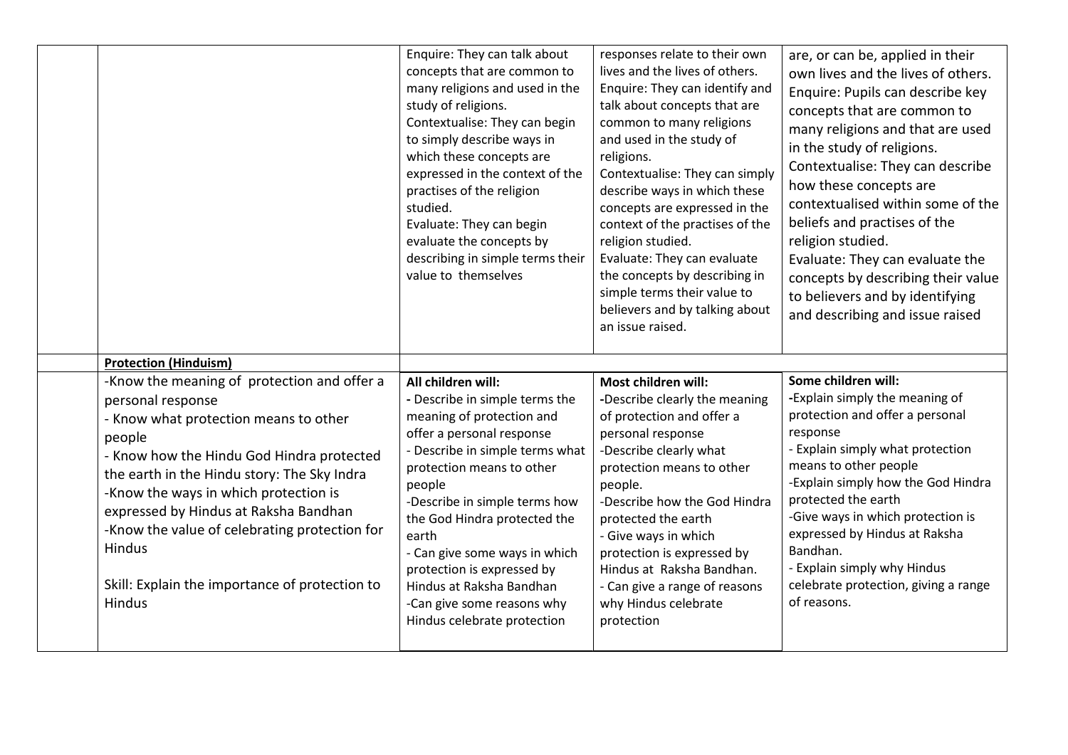| | | | | |
|---|---|---|---|---|
| | | Enquire: They can talk about concepts that are common to many religions and used in the study of religions.<br>Contextualise: They can begin to simply describe ways in which these concepts are expressed in the context of the practises of the religion studied.<br>Evaluate: They can begin evaluate the concepts by describing in simple terms their value to themselves | responses relate to their own lives and the lives of others.<br>Enquire: They can identify and talk about concepts that are common to many religions and used in the study of religions.<br>Contextualise: They can simply describe ways in which these concepts are expressed in the context of the practises of the religion studied.<br>Evaluate: They can evaluate the concepts by describing in simple terms their value to believers and by talking about an issue raised. | are, or can be, applied in their own lives and the lives of others.<br>Enquire: Pupils can describe key concepts that are common to many religions and that are used in the study of religions.<br>Contextualise: They can describe how these concepts are contextualised within some of the beliefs and practises of the religion studied.<br>Evaluate: They can evaluate the concepts by describing their value to believers and by identifying and describing and issue raised |
| | **Protection (Hinduism)** | | | |
| | -Know the meaning of protection and offer a personal response<br>- Know what protection means to other people<br>- Know how the Hindu God Hindra protected the earth in the Hindu story: The Sky Indra<br>-Know the ways in which protection is expressed by Hindus at Raksha Bandhan<br>-Know the value of celebrating protection for Hindus<br><br>Skill: Explain the importance of protection to Hindus | **All children will:**<br>- Describe in simple terms the meaning of protection and offer a personal response<br>- Describe in simple terms what protection means to other people<br>-Describe in simple terms how the God Hindra protected the earth<br>- Can give some ways in which protection is expressed by Hindus at Raksha Bandhan<br>-Can give some reasons why Hindus celebrate protection | **Most children will:**<br>-Describe clearly the meaning of protection and offer a personal response<br>-Describe clearly what protection means to other people.<br>-Describe how the God Hindra protected the earth<br>- Give ways in which protection is expressed by Hindus at Raksha Bandhan.<br>- Can give a range of reasons why Hindus celebrate protection | **Some children will:**<br>-Explain simply the meaning of protection and offer a personal response<br>- Explain simply what protection means to other people<br>-Explain simply how the God Hindra protected the earth<br>-Give ways in which protection is expressed by Hindus at Raksha Bandhan.<br>- Explain simply why Hindus celebrate protection, giving a range of reasons. |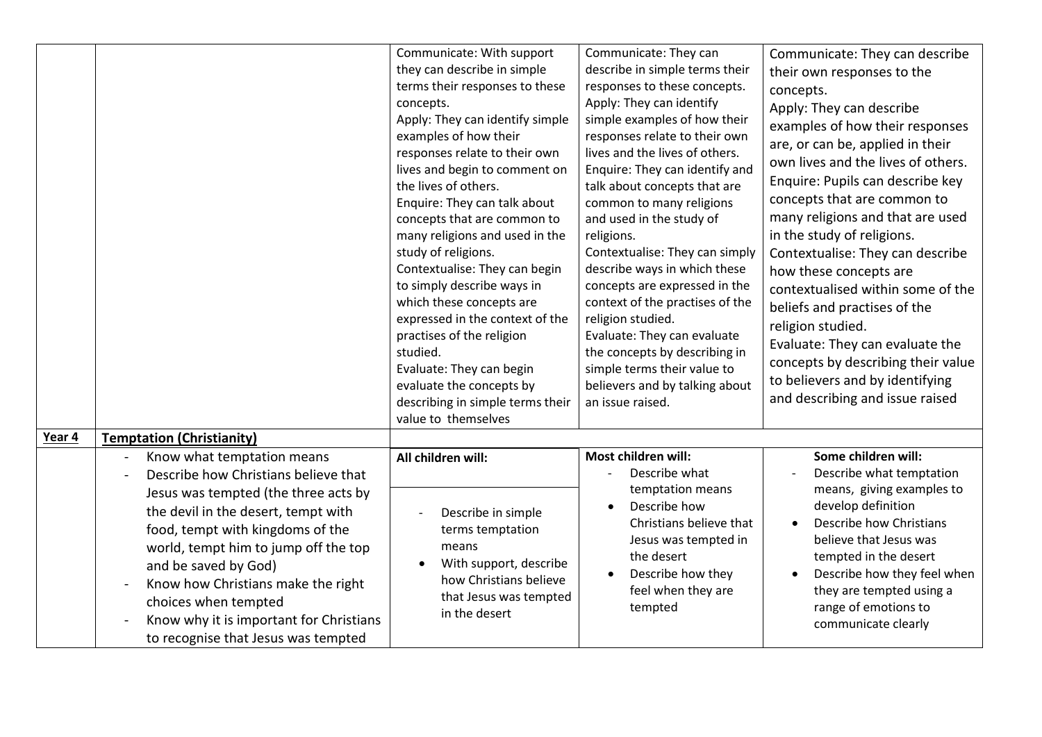| | | | | |
|---|---|---|---|---|
| | | Communicate: With support they can describe in simple terms their responses to these concepts.<br>Apply: They can identify simple examples of how their responses relate to their own lives and begin to comment on the lives of others.<br>Enquire: They can talk about concepts that are common to many religions and used in the study of religions.<br>Contextualise: They can begin to simply describe ways in which these concepts are expressed in the context of the practises of the religion studied.<br>Evaluate: They can begin evaluate the concepts by describing in simple terms their value to themselves | Communicate: They can describe in simple terms their responses to these concepts.<br>Apply: They can identify simple examples of how their responses relate to their own lives and the lives of others.<br>Enquire: They can identify and talk about concepts that are common to many religions and used in the study of religions.<br>Contextualise: They can simply describe ways in which these concepts are expressed in the context of the practises of the religion studied.<br>Evaluate: They can evaluate the concepts by describing in simple terms their value to believers and by talking about an issue raised. | Communicate: They can describe their own responses to the concepts.<br>Apply: They can describe examples of how their responses are, or can be, applied in their own lives and the lives of others.<br>Enquire: Pupils can describe key concepts that are common to many religions and that are used in the study of religions.<br>Contextualise: They can describe how these concepts are contextualised within some of the beliefs and practises of the religion studied.<br>Evaluate: They can evaluate the concepts by describing their value to believers and by identifying and describing and issue raised |
| **Year 4** | **Temptation (Christianity)** | | | |
| | - Know what temptation means<br>- Describe how Christians believe that Jesus was tempted (the three acts by the devil in the desert, tempt with food, tempt with kingdoms of the world, tempt him to jump off the top and be saved by God)<br>- Know how Christians make the right choices when tempted<br>- Know why it is important for Christians to recognise that Jesus was tempted | **All children will:**<br>- Describe in simple terms temptation means<br>• With support, describe how Christians believe that Jesus was tempted in the desert | **Most children will:**<br>- Describe what temptation means<br>• Describe how Christians believe that Jesus was tempted in the desert<br>• Describe how they feel when they are tempted | **Some children will:**<br>- Describe what temptation means, giving examples to develop definition<br>• Describe how Christians believe that Jesus was tempted in the desert<br>• Describe how they feel when they are tempted using a range of emotions to communicate clearly |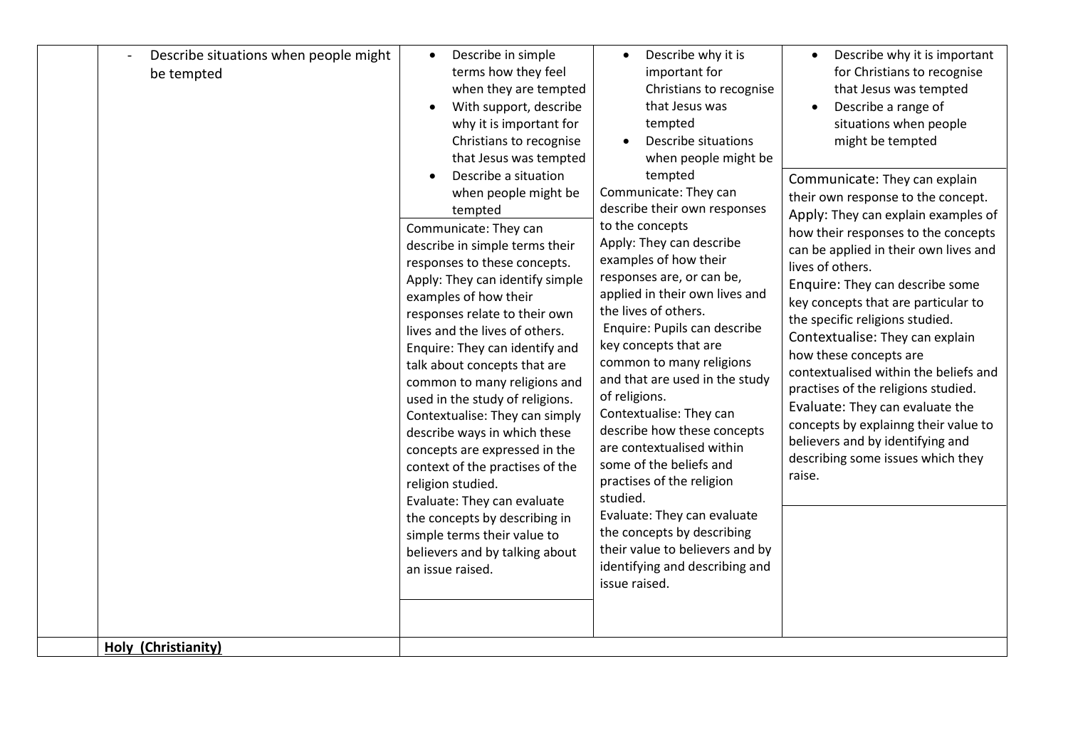| | | | | |
|---|---|---|---|---|
| | - Describe situations when people might be tempted | • Describe in simple terms how they feel when they are tempted<br>• With support, describe why it is important for Christians to recognise that Jesus was tempted<br>• Describe a situation when people might be tempted<br><br>Communicate: They can describe in simple terms their responses to these concepts.<br>Apply: They can identify simple examples of how their responses relate to their own lives and the lives of others.<br>Enquire: They can identify and talk about concepts that are common to many religions and used in the study of religions.<br>Contextualise: They can simply describe ways in which these concepts are expressed in the context of the practises of the religion studied.<br>Evaluate: They can evaluate the concepts by describing in simple terms their value to believers and by talking about an issue raised. | • Describe why it is important for Christians to recognise that Jesus was tempted<br>• Describe situations when people might be tempted<br><br>Communicate: They can describe their own responses to the concepts<br>Apply: They can describe examples of how their responses are, or can be, applied in their own lives and the lives of others.<br>Enquire: Pupils can describe key concepts that are common to many religions and that are used in the study of religions.<br>Contextualise: They can describe how these concepts are contextualised within some of the beliefs and practises of the religion studied.<br>Evaluate: They can evaluate the concepts by describing their value to believers and by identifying and describing and issue raised. | • Describe why it is important for Christians to recognise that Jesus was tempted<br>• Describe a range of situations when people might be tempted<br><br>Communicate: They can explain their own response to the concept.<br>Apply: They can explain examples of how their responses to the concepts can be applied in their own lives and lives of others.<br>Enquire: They can describe some key concepts that are particular to the specific religions studied.<br>Contextualise: They can explain how these concepts are contextualised within the beliefs and practises of the religions studied.<br>Evaluate: They can evaluate the concepts by explainng their value to believers and by identifying and describing some issues which they raise. |
| | **Holy (Christianity)** | | | |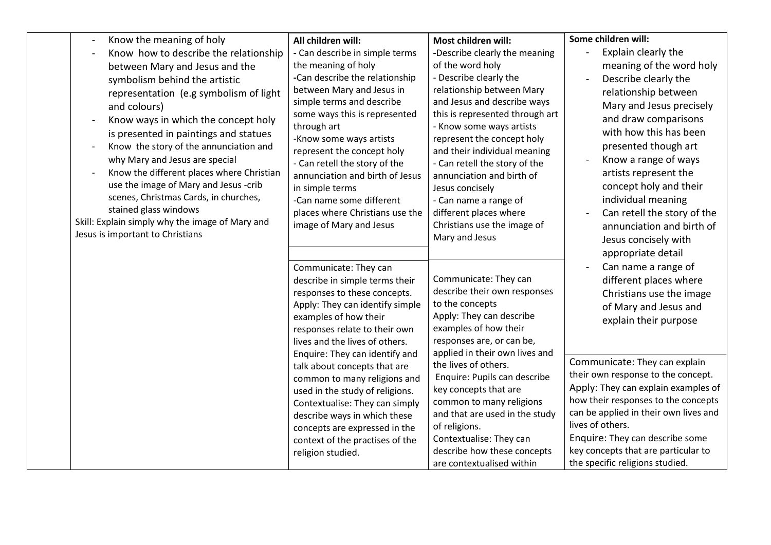| | Objectives | All children will | Most children will | Some children will |
|---|---|---|---|---|
| | - Know the meaning of holy<br>- Know how to describe the relationship between Mary and Jesus and the symbolism behind the artistic representation (e.g symbolism of light and colours)<br>- Know ways in which the concept holy is presented in paintings and statues<br>- Know the story of the annunciation and why Mary and Jesus are special<br>- Know the different places where Christian use the image of Mary and Jesus -crib scenes, Christmas Cards, in churches, stained glass windows<br>Skill: Explain simply why the image of Mary and Jesus is important to Christians | **All children will:**<br>- Can describe in simple terms the meaning of holy<br>-Can describe the relationship between Mary and Jesus in simple terms and describe some ways this is represented through art<br>-Know some ways artists represent the concept holy<br>- Can retell the story of the annunciation and birth of Jesus in simple terms<br>-Can name some different places where Christians use the image of Mary and Jesus | **Most children will:**<br>-Describe clearly the meaning of the word holy<br>- Describe clearly the relationship between Mary and Jesus and describe ways this is represented through art<br>- Know some ways artists represent the concept holy and their individual meaning<br>- Can retell the story of the annunciation and birth of Jesus concisely<br>- Can name a range of different places where Christians use the image of Mary and Jesus | **Some children will:**<br>- Explain clearly the meaning of the word holy<br>- Describe clearly the relationship between Mary and Jesus precisely and draw comparisons with how this has been presented though art<br>- Know a range of ways artists represent the concept holy and their individual meaning<br>- Can retell the story of the annunciation and birth of Jesus concisely with appropriate detail<br>- Can name a range of different places where Christians use the image of Mary and Jesus and explain their purpose |
| | | Communicate: They can describe in simple terms their responses to these concepts.<br>Apply: They can identify simple examples of how their responses relate to their own lives and the lives of others.<br>Enquire: They can identify and talk about concepts that are common to many religions and used in the study of religions.<br>Contextualise: They can simply describe ways in which these concepts are expressed in the context of the practises of the religion studied. | Communicate: They can describe their own responses to the concepts<br>Apply: They can describe examples of how their responses are, or can be, applied in their own lives and the lives of others.<br>Enquire: Pupils can describe key concepts that are common to many religions and that are used in the study of religions.<br>Contextualise: They can describe how these concepts are contextualised within | Communicate: They can explain their own response to the concept.<br>Apply: They can explain examples of how their responses to the concepts can be applied in their own lives and lives of others.<br>Enquire: They can describe some key concepts that are particular to the specific religions studied. |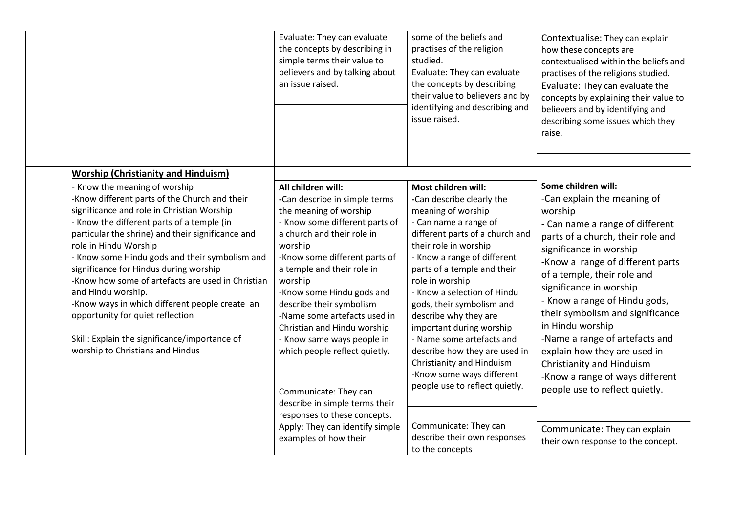| | | | | |
|---|---|---|---|---|
| | | Evaluate: They can evaluate the concepts by describing in simple terms their value to believers and by talking about an issue raised. | some of the beliefs and practises of the religion studied.<br>Evaluate: They can evaluate the concepts by describing their value to believers and by identifying and describing and issue raised. | Contextualise: They can explain how these concepts are contextualised within the beliefs and practises of the religions studied.<br>Evaluate: They can evaluate the concepts by explaining their value to believers and by identifying and describing some issues which they raise. |
| | **Worship (Christianity and Hinduism)** | | | |
| | - Know the meaning of worship<br>-Know different parts of the Church and their significance and role in Christian Worship<br>- Know the different parts of a temple (in particular the shrine) and their significance and role in Hindu Worship<br>- Know some Hindu gods and their symbolism and significance for Hindus during worship<br>-Know how some of artefacts are used in Christian and Hindu worship.<br>-Know ways in which different people create an opportunity for quiet reflection<br><br>Skill: Explain the significance/importance of worship to Christians and Hindus | **All children will:**<br>-Can describe in simple terms the meaning of worship<br>- Know some different parts of a church and their role in worship<br>-Know some different parts of a temple and their role in worship<br>-Know some Hindu gods and describe their symbolism<br>-Name some artefacts used in Christian and Hindu worship<br>- Know same ways people in which people reflect quietly.<br><br>Communicate: They can describe in simple terms their responses to these concepts.<br>Apply: They can identify simple examples of how their | **Most children will:**<br>-Can describe clearly the meaning of worship<br>- Can name a range of different parts of a church and their role in worship<br>- Know a range of different parts of a temple and their role in worship<br>- Know a selection of Hindu gods, their symbolism and describe why they are important during worship<br>- Name some artefacts and describe how they are used in Christianity and Hinduism<br>-Know some ways different people use to reflect quietly.<br><br>Communicate: They can describe their own responses to the concepts | **Some children will:**<br>-Can explain the meaning of worship<br>- Can name a range of different parts of a church, their role and significance in worship<br>-Know a range of different parts of a temple, their role and significance in worship<br>- Know a range of Hindu gods, their symbolism and significance in Hindu worship<br>-Name a range of artefacts and explain how they are used in Christianity and Hinduism<br>-Know a range of ways different people use to reflect quietly.<br><br>Communicate: They can explain their own response to the concept. |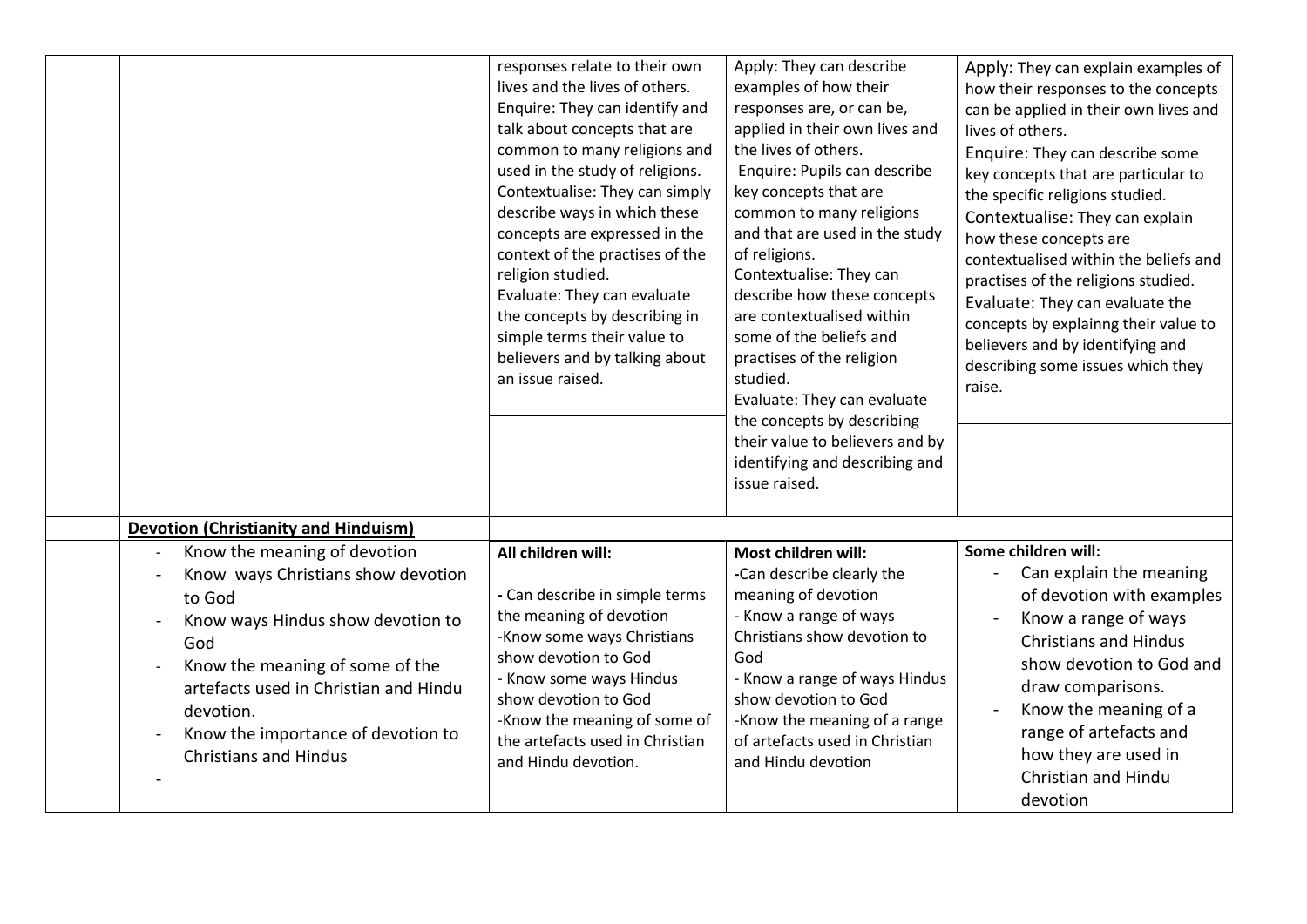| | | | | |
|---|---|---|---|---|
| | | responses relate to their own lives and the lives of others.<br>Enquire: They can identify and talk about concepts that are common to many religions and used in the study of religions.<br>Contextualise: They can simply describe ways in which these concepts are expressed in the context of the practises of the religion studied.<br>Evaluate: They can evaluate the concepts by describing in simple terms their value to believers and by talking about an issue raised. | Apply: They can describe examples of how their responses are, or can be, applied in their own lives and the lives of others.<br>Enquire: Pupils can describe key concepts that are common to many religions and that are used in the study of religions.<br>Contextualise: They can describe how these concepts are contextualised within some of the beliefs and practises of the religion studied.<br>Evaluate: They can evaluate the concepts by describing their value to believers and by identifying and describing and issue raised. | Apply: They can explain examples of how their responses to the concepts can be applied in their own lives and lives of others.<br>Enquire: They can describe some key concepts that are particular to the specific religions studied.<br>Contextualise: They can explain how these concepts are contextualised within the beliefs and practises of the religions studied.<br>Evaluate: They can evaluate the concepts by explainng their value to believers and by identifying and describing some issues which they raise. |
| | **Devotion (Christianity and Hinduism)** | | | |
| | - Know the meaning of devotion<br>- Know ways Christians show devotion to God<br>- Know ways Hindus show devotion to God<br>- Know the meaning of some of the artefacts used in Christian and Hindu devotion.<br>- Know the importance of devotion to Christians and Hindus<br>- | **All children will:**<br><br>- Can describe in simple terms the meaning of devotion<br>-Know some ways Christians show devotion to God<br>- Know some ways Hindus show devotion to God<br>-Know the meaning of some of the artefacts used in Christian and Hindu devotion. | **Most children will:**<br>-Can describe clearly the meaning of devotion<br>- Know a range of ways Christians show devotion to God<br>- Know a range of ways Hindus show devotion to God<br>-Know the meaning of a range of artefacts used in Christian and Hindu devotion | **Some children will:**<br>- Can explain the meaning of devotion with examples<br>- Know a range of ways Christians and Hindus show devotion to God and draw comparisons.<br>- Know the meaning of a range of artefacts and how they are used in Christian and Hindu devotion |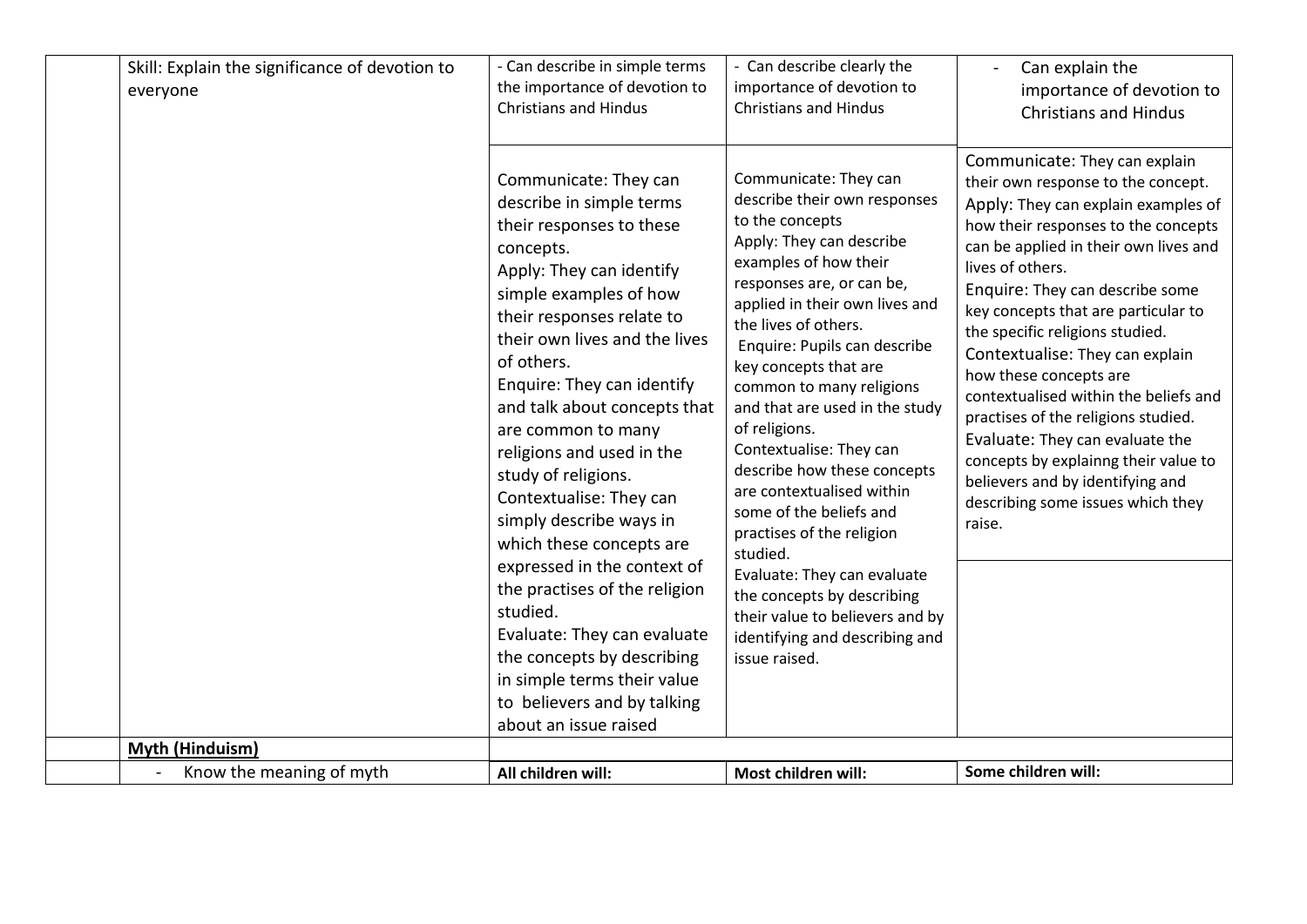| | | | | |
|---|---|---|---|---|
| | Skill: Explain the significance of devotion to everyone | - Can describe in simple terms the importance of devotion to Christians and Hindus | - Can describe clearly the importance of devotion to Christians and Hindus | - Can explain the importance of devotion to Christians and Hindus |
| | | Communicate: They can describe in simple terms their responses to these concepts.<br>Apply: They can identify simple examples of how their responses relate to their own lives and the lives of others.<br>Enquire: They can identify and talk about concepts that are common to many religions and used in the study of religions.<br>Contextualise: They can simply describe ways in which these concepts are expressed in the context of the practises of the religion studied.<br>Evaluate: They can evaluate the concepts by describing in simple terms their value to believers and by talking about an issue raised | Communicate: They can describe their own responses to the concepts<br>Apply: They can describe examples of how their responses are, or can be, applied in their own lives and the lives of others.<br>Enquire: Pupils can describe key concepts that are common to many religions and that are used in the study of religions.<br>Contextualise: They can describe how these concepts are contextualised within some of the beliefs and practises of the religion studied.<br>Evaluate: They can evaluate the concepts by describing their value to believers and by identifying and describing and issue raised. | Communicate: They can explain their own response to the concept.<br>Apply: They can explain examples of how their responses to the concepts can be applied in their own lives and lives of others.<br>Enquire: They can describe some key concepts that are particular to the specific religions studied.<br>Contextualise: They can explain how these concepts are contextualised within the beliefs and practises of the religions studied.<br>Evaluate: They can evaluate the concepts by explainng their value to believers and by identifying and describing some issues which they raise. |
| | **Myth (Hinduism)** | | | |
| | - Know the meaning of myth | **All children will:** | **Most children will:** | **Some children will:** |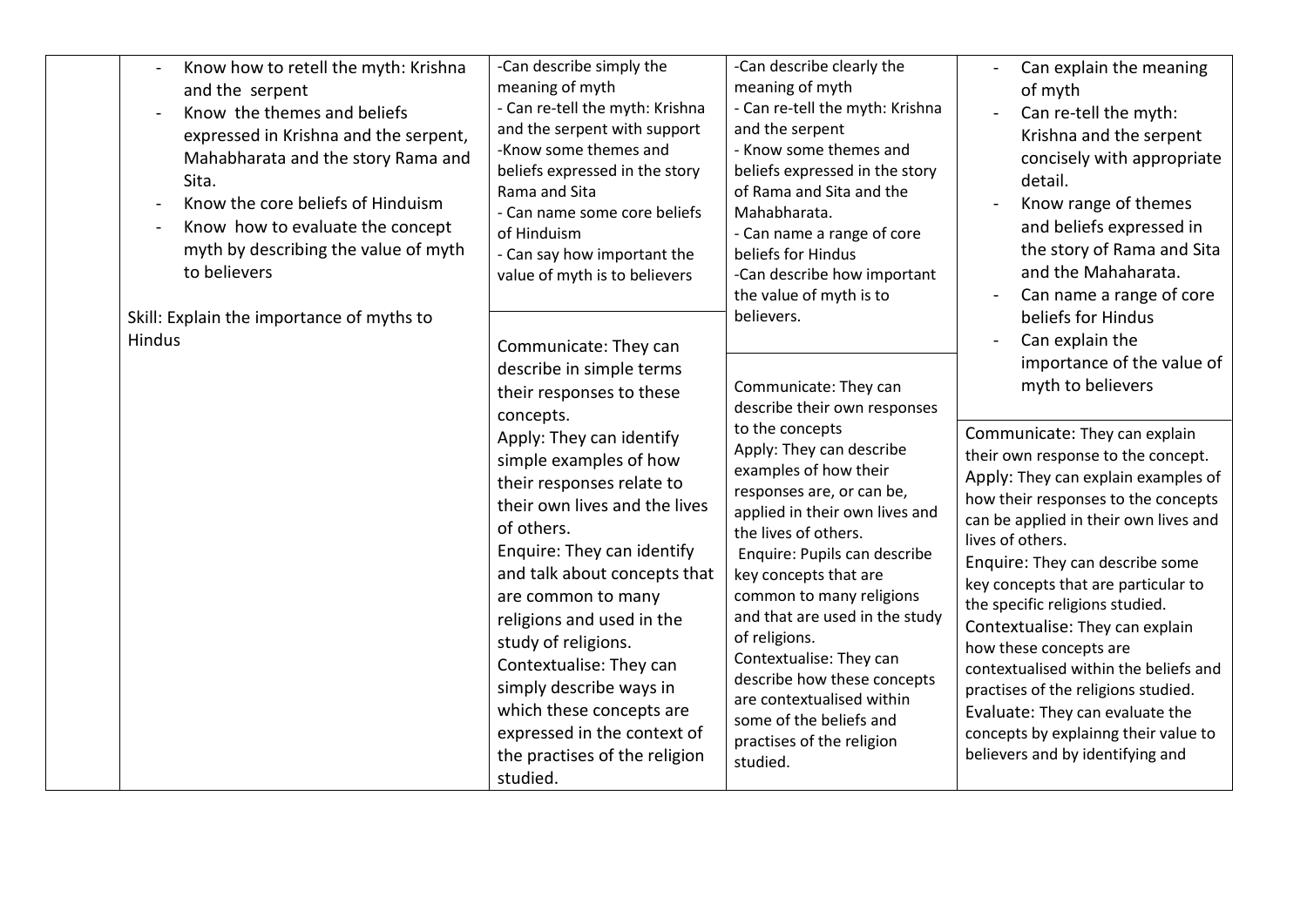| | | | | |
|---|---|---|---|---|
| | - Know how to retell the myth: Krishna and the serpent<br>- Know the themes and beliefs expressed in Krishna and the serpent, Mahabharata and the story Rama and Sita.<br>- Know the core beliefs of Hinduism<br>- Know how to evaluate the concept myth by describing the value of myth to believers<br><br>Skill: Explain the importance of myths to Hindus | -Can describe simply the meaning of myth<br>- Can re-tell the myth: Krishna and the serpent with support<br>-Know some themes and beliefs expressed in the story Rama and Sita<br>- Can name some core beliefs of Hinduism<br>- Can say how important the value of myth is to believers<br><br>Communicate: They can describe in simple terms their responses to these concepts.<br>Apply: They can identify simple examples of how their responses relate to their own lives and the lives of others.<br>Enquire: They can identify and talk about concepts that are common to many religions and used in the study of religions.<br>Contextualise: They can simply describe ways in which these concepts are expressed in the context of the practises of the religion studied. | -Can describe clearly the meaning of myth<br>- Can re-tell the myth: Krishna and the serpent<br>- Know some themes and beliefs expressed in the story of Rama and Sita and the Mahabharata.<br>- Can name a range of core beliefs for Hindus<br>-Can describe how important the value of myth is to believers.<br><br>Communicate: They can describe their own responses to the concepts<br>Apply: They can describe examples of how their responses are, or can be, applied in their own lives and the lives of others.<br>Enquire: Pupils can describe key concepts that are common to many religions and that are used in the study of religions.<br>Contextualise: They can describe how these concepts are contextualised within some of the beliefs and practises of the religion studied. | - Can explain the meaning of myth<br>- Can re-tell the myth: Krishna and the serpent concisely with appropriate detail.<br>- Know range of themes and beliefs expressed in the story of Rama and Sita and the Mahaharata.<br>- Can name a range of core beliefs for Hindus<br>- Can explain the importance of the value of myth to believers<br><br>Communicate: They can explain their own response to the concept.<br>Apply: They can explain examples of how their responses to the concepts can be applied in their own lives and lives of others.<br>Enquire: They can describe some key concepts that are particular to the specific religions studied.<br>Contextualise: They can explain how these concepts are contextualised within the beliefs and practises of the religions studied.<br>Evaluate: They can evaluate the concepts by explainng their value to believers and by identifying and |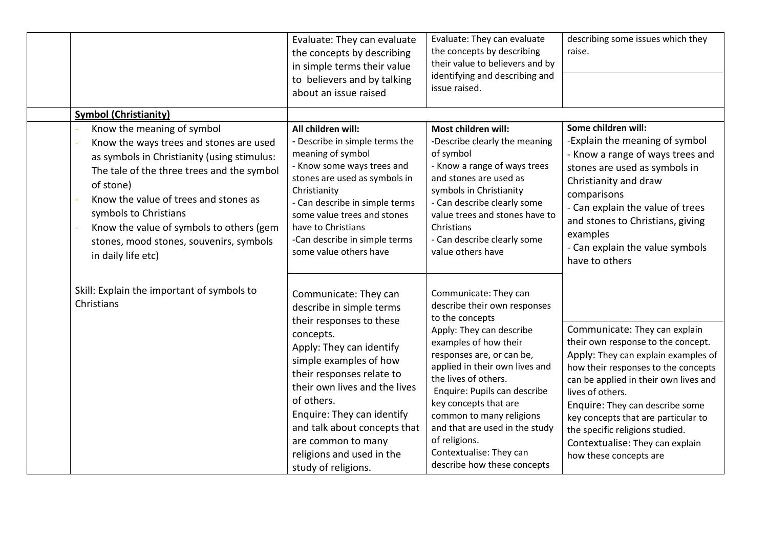| | | | | |
|---|---|---|---|---|
| | | Evaluate: They can evaluate the concepts by describing in simple terms their value to believers and by talking about an issue raised | Evaluate: They can evaluate the concepts by describing their value to believers and by identifying and describing and issue raised. | describing some issues which they raise. |
| | **Symbol (Christianity)** | | | |
| | - Know the meaning of symbol<br>- Know the ways trees and stones are used as symbols in Christianity (using stimulus: The tale of the three trees and the symbol of stone)<br>- Know the value of trees and stones as symbols to Christians<br>- Know the value of symbols to others (gem stones, mood stones, souvenirs, symbols in daily life etc) | **All children will:**<br>- Describe in simple terms the meaning of symbol<br>- Know some ways trees and stones are used as symbols in Christianity<br>- Can describe in simple terms some value trees and stones have to Christians<br>-Can describe in simple terms some value others have | **Most children will:**<br>-Describe clearly the meaning of symbol<br>- Know a range of ways trees and stones are used as symbols in Christianity<br>- Can describe clearly some value trees and stones have to Christians<br>- Can describe clearly some value others have | **Some children will:**<br>-Explain the meaning of symbol<br>- Know a range of ways trees and stones are used as symbols in Christianity and draw comparisons<br>- Can explain the value of trees and stones to Christians, giving examples<br>- Can explain the value symbols have to others |
| | Skill: Explain the important of symbols to Christians | Communicate: They can describe in simple terms their responses to these concepts.<br>Apply: They can identify simple examples of how their responses relate to their own lives and the lives of others.<br>Enquire: They can identify and talk about concepts that are common to many religions and used in the study of religions. | Communicate: They can describe their own responses to the concepts<br>Apply: They can describe examples of how their responses are, or can be, applied in their own lives and the lives of others.<br>Enquire: Pupils can describe key concepts that are common to many religions and that are used in the study of religions.<br>Contextualise: They can describe how these concepts | Communicate: They can explain their own response to the concept.<br>Apply: They can explain examples of how their responses to the concepts can be applied in their own lives and lives of others.<br>Enquire: They can describe some key concepts that are particular to the specific religions studied.<br>Contextualise: They can explain how these concepts are |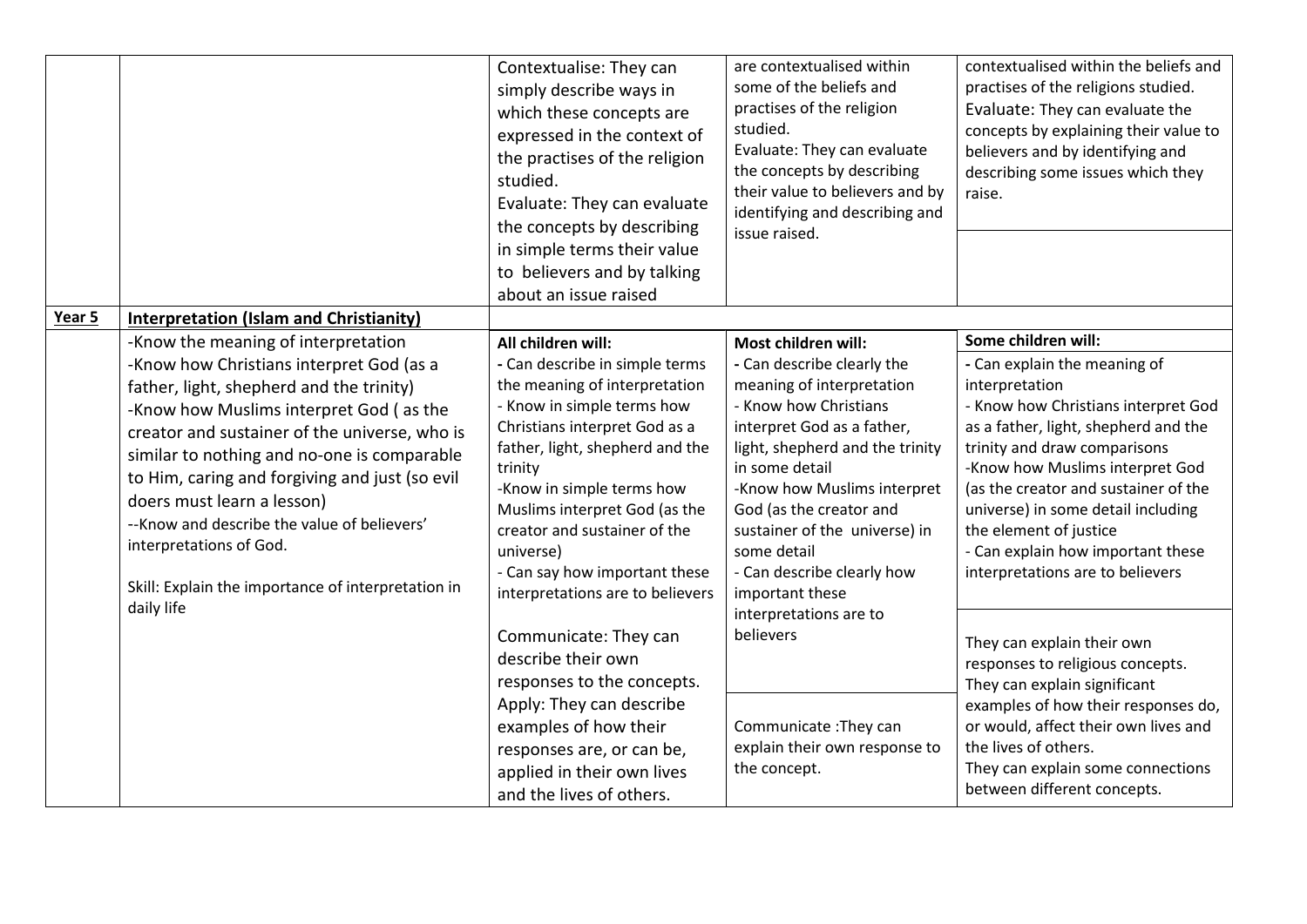| | | | | |
|---|---|---|---|---|
| | | Contextualise: They can simply describe ways in which these concepts are expressed in the context of the practises of the religion studied.<br>Evaluate: They can evaluate the concepts by describing in simple terms their value to believers and by talking about an issue raised | are contextualised within some of the beliefs and practises of the religion studied.<br>Evaluate: They can evaluate the concepts by describing their value to believers and by identifying and describing and issue raised. | contextualised within the beliefs and practises of the religions studied.<br>Evaluate: They can evaluate the concepts by explaining their value to believers and by identifying and describing some issues which they raise. |
| **Year 5** | **Interpretation (Islam and Christianity)** | | | |
| | -Know the meaning of interpretation<br>-Know how Christians interpret God (as a father, light, shepherd and the trinity)<br>-Know how Muslims interpret God ( as the creator and sustainer of the universe, who is similar to nothing and no-one is comparable to Him, caring and forgiving and just (so evil doers must learn a lesson)<br>--Know and describe the value of believers' interpretations of God.<br><br>Skill: Explain the importance of interpretation in daily life | **All children will:**<br>- Can describe in simple terms the meaning of interpretation<br>- Know in simple terms how Christians interpret God as a father, light, shepherd and the trinity<br>-Know in simple terms how Muslims interpret God (as the creator and sustainer of the universe)<br>- Can say how important these interpretations are to believers<br><br>Communicate: They can describe their own responses to the concepts.<br>Apply: They can describe examples of how their responses are, or can be, applied in their own lives and the lives of others. | **Most children will:**<br>- Can describe clearly the meaning of interpretation<br>- Know how Christians interpret God as a father, light, shepherd and the trinity in some detail<br>-Know how Muslims interpret God (as the creator and sustainer of the universe) in some detail<br>- Can describe clearly how important these interpretations are to believers<br><br>Communicate :They can explain their own response to the concept. | **Some children will:**<br>- Can explain the meaning of interpretation<br>- Know how Christians interpret God as a father, light, shepherd and the trinity and draw comparisons<br>-Know how Muslims interpret God (as the creator and sustainer of the universe) in some detail including the element of justice<br>- Can explain how important these interpretations are to believers<br><br>They can explain their own responses to religious concepts.<br>They can explain significant examples of how their responses do, or would, affect their own lives and the lives of others.<br>They can explain some connections between different concepts. |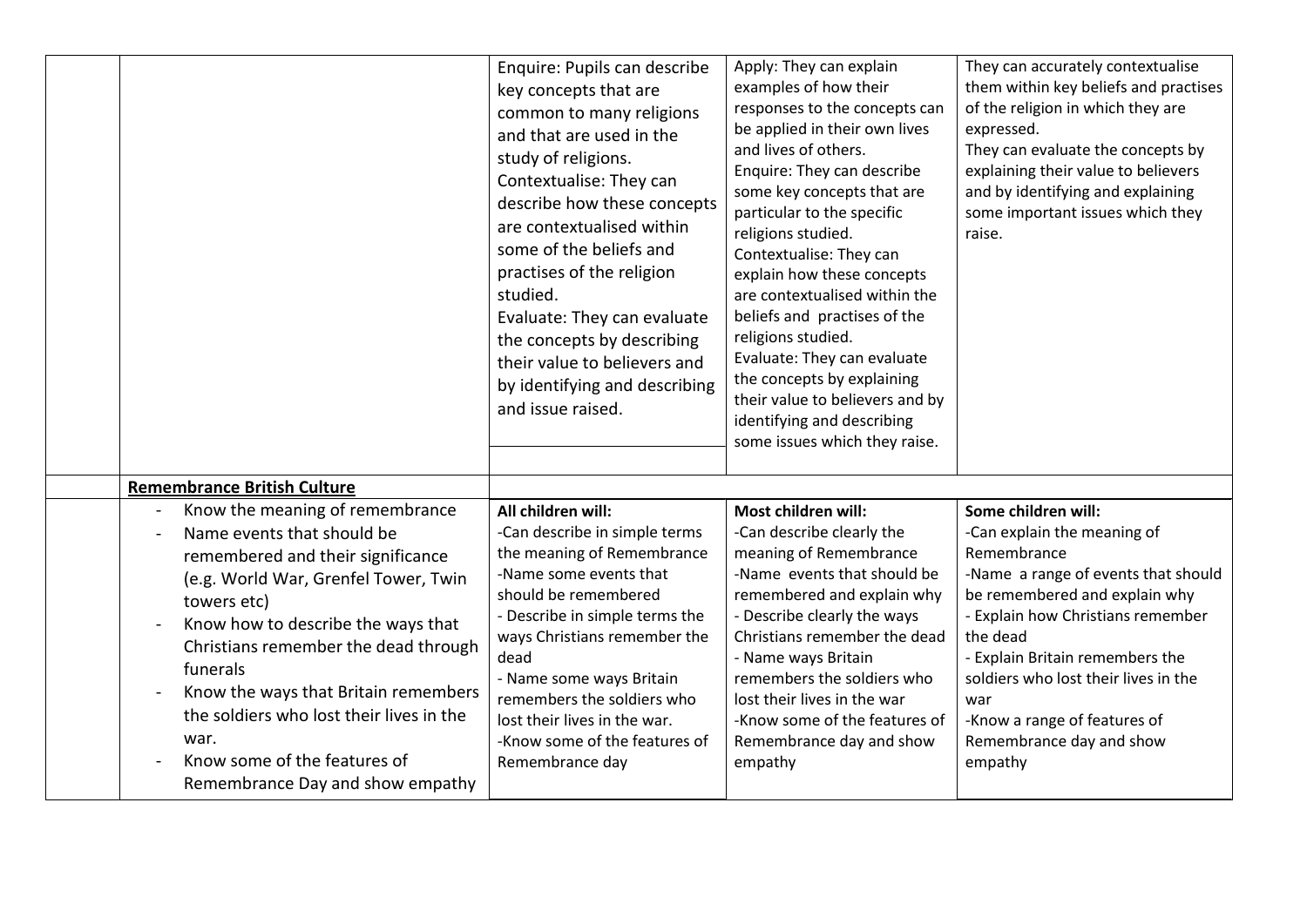| | | | | |
|---|---|---|---|---|
| | | Enquire: Pupils can describe key concepts that are common to many religions and that are used in the study of religions.<br>Contextualise: They can describe how these concepts are contextualised within some of the beliefs and practises of the religion studied.<br>Evaluate: They can evaluate the concepts by describing their value to believers and by identifying and describing and issue raised. | Apply: They can explain examples of how their responses to the concepts can be applied in their own lives and lives of others.<br>Enquire: They can describe some key concepts that are particular to the specific religions studied.<br>Contextualise: They can explain how these concepts are contextualised within the beliefs and practises of the religions studied.<br>Evaluate: They can evaluate the concepts by explaining their value to believers and by identifying and describing some issues which they raise. | They can accurately contextualise them within key beliefs and practises of the religion in which they are expressed.<br>They can evaluate the concepts by explaining their value to believers and by identifying and explaining some important issues which they raise. |
| | **Remembrance British Culture** | | | |
| | - Know the meaning of remembrance<br>- Name events that should be remembered and their significance (e.g. World War, Grenfel Tower, Twin towers etc)<br>- Know how to describe the ways that Christians remember the dead through funerals<br>- Know the ways that Britain remembers the soldiers who lost their lives in the war.<br>- Know some of the features of Remembrance Day and show empathy | **All children will:**<br>-Can describe in simple terms the meaning of Remembrance<br>-Name some events that should be remembered<br>- Describe in simple terms the ways Christians remember the dead<br>- Name some ways Britain remembers the soldiers who lost their lives in the war.<br>-Know some of the features of Remembrance day | **Most children will:**<br>-Can describe clearly the meaning of Remembrance<br>-Name events that should be remembered and explain why<br>- Describe clearly the ways Christians remember the dead<br>- Name ways Britain remembers the soldiers who lost their lives in the war<br>-Know some of the features of Remembrance day and show empathy | **Some children will:**<br>-Can explain the meaning of Remembrance<br>-Name a range of events that should be remembered and explain why<br>- Explain how Christians remember the dead<br>- Explain Britain remembers the soldiers who lost their lives in the war<br>-Know a range of features of Remembrance day and show empathy |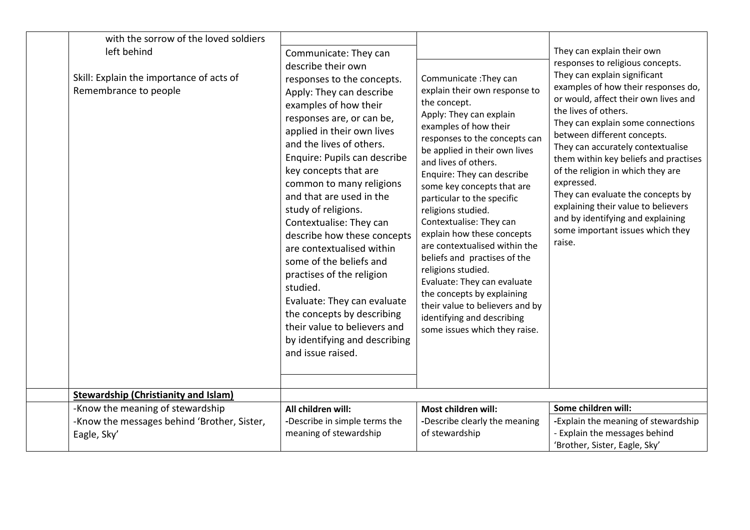| | | | | |
|---|---|---|---|---|
| | with the sorrow of the loved soldiers left behind<br><br>Skill: Explain the importance of acts of Remembrance to people | Communicate: They can describe their own responses to the concepts.<br>Apply: They can describe examples of how their responses are, or can be, applied in their own lives and the lives of others.<br>Enquire: Pupils can describe key concepts that are common to many religions and that are used in the study of religions.<br>Contextualise: They can describe how these concepts are contextualised within some of the beliefs and practises of the religion studied.<br>Evaluate: They can evaluate the concepts by describing their value to believers and by identifying and describing and issue raised. | Communicate :They can explain their own response to the concept.<br>Apply: They can explain examples of how their responses to the concepts can be applied in their own lives and lives of others.<br>Enquire: They can describe some key concepts that are particular to the specific religions studied.<br>Contextualise: They can explain how these concepts are contextualised within the beliefs and practises of the religions studied.<br>Evaluate: They can evaluate the concepts by explaining their value to believers and by identifying and describing some issues which they raise. | They can explain their own responses to religious concepts.<br>They can explain significant examples of how their responses do, or would, affect their own lives and the lives of others.<br>They can explain some connections between different concepts.<br>They can accurately contextualise them within key beliefs and practises of the religion in which they are expressed.<br>They can evaluate the concepts by explaining their value to believers and by identifying and explaining some important issues which they raise. |
| | **Stewardship (Christianity and Islam)** | | | |
| | -Know the meaning of stewardship<br>-Know the messages behind 'Brother, Sister, Eagle, Sky' | **All children will:**<br>-Describe in simple terms the meaning of stewardship | **Most children will:**<br>-Describe clearly the meaning of stewardship | **Some children will:**<br>-Explain the meaning of stewardship<br>- Explain the messages behind 'Brother, Sister, Eagle, Sky' |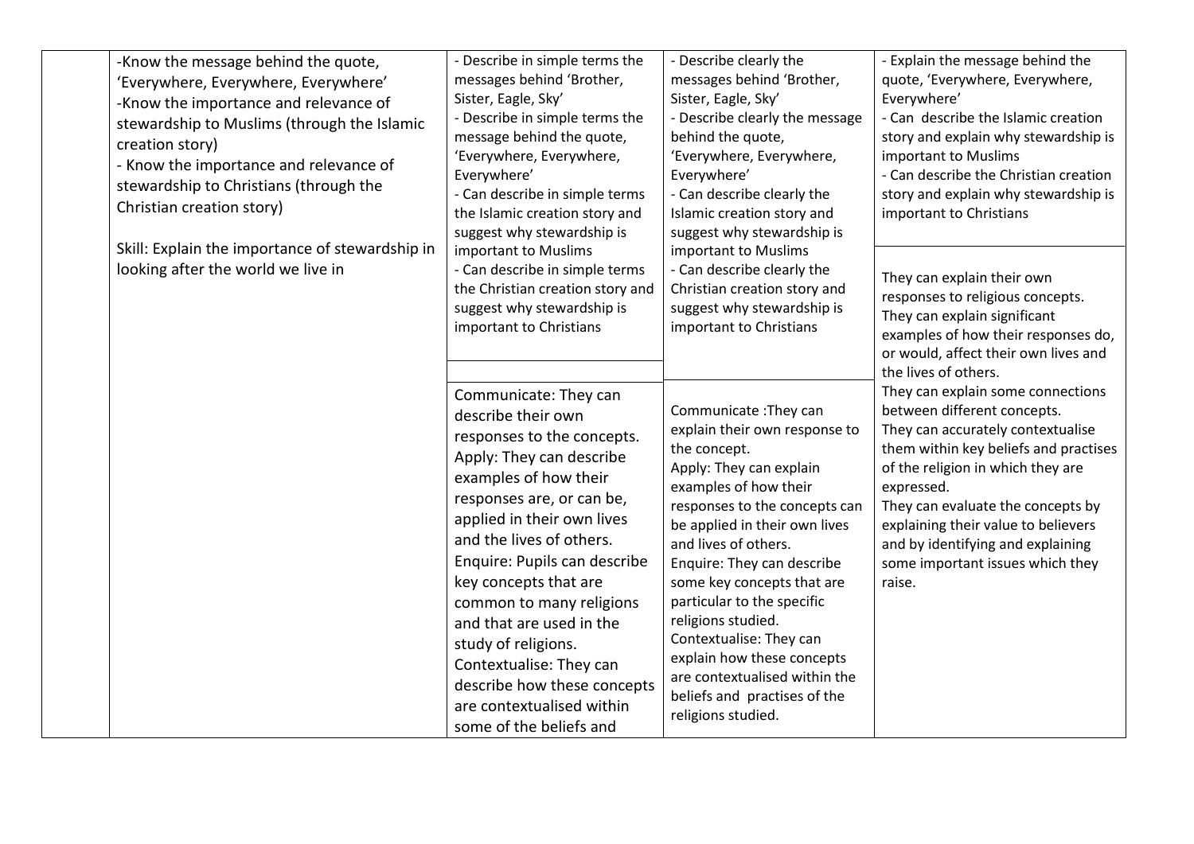| | | | | |
|---|---|---|---|---|
| | -Know the message behind the quote, 'Everywhere, Everywhere, Everywhere'<br>-Know the importance and relevance of stewardship to Muslims (through the Islamic creation story)<br>- Know the importance and relevance of stewardship to Christians (through the Christian creation story)<br><br>Skill: Explain the importance of stewardship in looking after the world we live in | - Describe in simple terms the messages behind 'Brother, Sister, Eagle, Sky'<br>- Describe in simple terms the message behind the quote, 'Everywhere, Everywhere, Everywhere'<br>- Can describe in simple terms the Islamic creation story and suggest why stewardship is important to Muslims<br>- Can describe in simple terms the Christian creation story and suggest why stewardship is important to Christians<br><br>Communicate: They can describe their own responses to the concepts.<br>Apply: They can describe examples of how their responses are, or can be, applied in their own lives and the lives of others.<br>Enquire: Pupils can describe key concepts that are common to many religions and that are used in the study of religions.<br>Contextualise: They can describe how these concepts are contextualised within some of the beliefs and | - Describe clearly the messages behind 'Brother, Sister, Eagle, Sky'<br>- Describe clearly the message behind the quote, 'Everywhere, Everywhere, Everywhere'<br>- Can describe clearly the Islamic creation story and suggest why stewardship is important to Muslims<br>- Can describe clearly the Christian creation story and suggest why stewardship is important to Christians<br><br>Communicate :They can explain their own response to the concept.<br>Apply: They can explain examples of how their responses to the concepts can be applied in their own lives and lives of others.<br>Enquire: They can describe some key concepts that are particular to the specific religions studied.<br>Contextualise: They can explain how these concepts are contextualised within the beliefs and practises of the religions studied. | - Explain the message behind the quote, 'Everywhere, Everywhere, Everywhere'<br>- Can describe the Islamic creation story and explain why stewardship is important to Muslims<br>- Can describe the Christian creation story and explain why stewardship is important to Christians<br><br>They can explain their own responses to religious concepts.<br>They can explain significant examples of how their responses do, or would, affect their own lives and the lives of others.<br>They can explain some connections between different concepts.<br>They can accurately contextualise them within key beliefs and practises of the religion in which they are expressed.<br>They can evaluate the concepts by explaining their value to believers and by identifying and explaining some important issues which they raise. |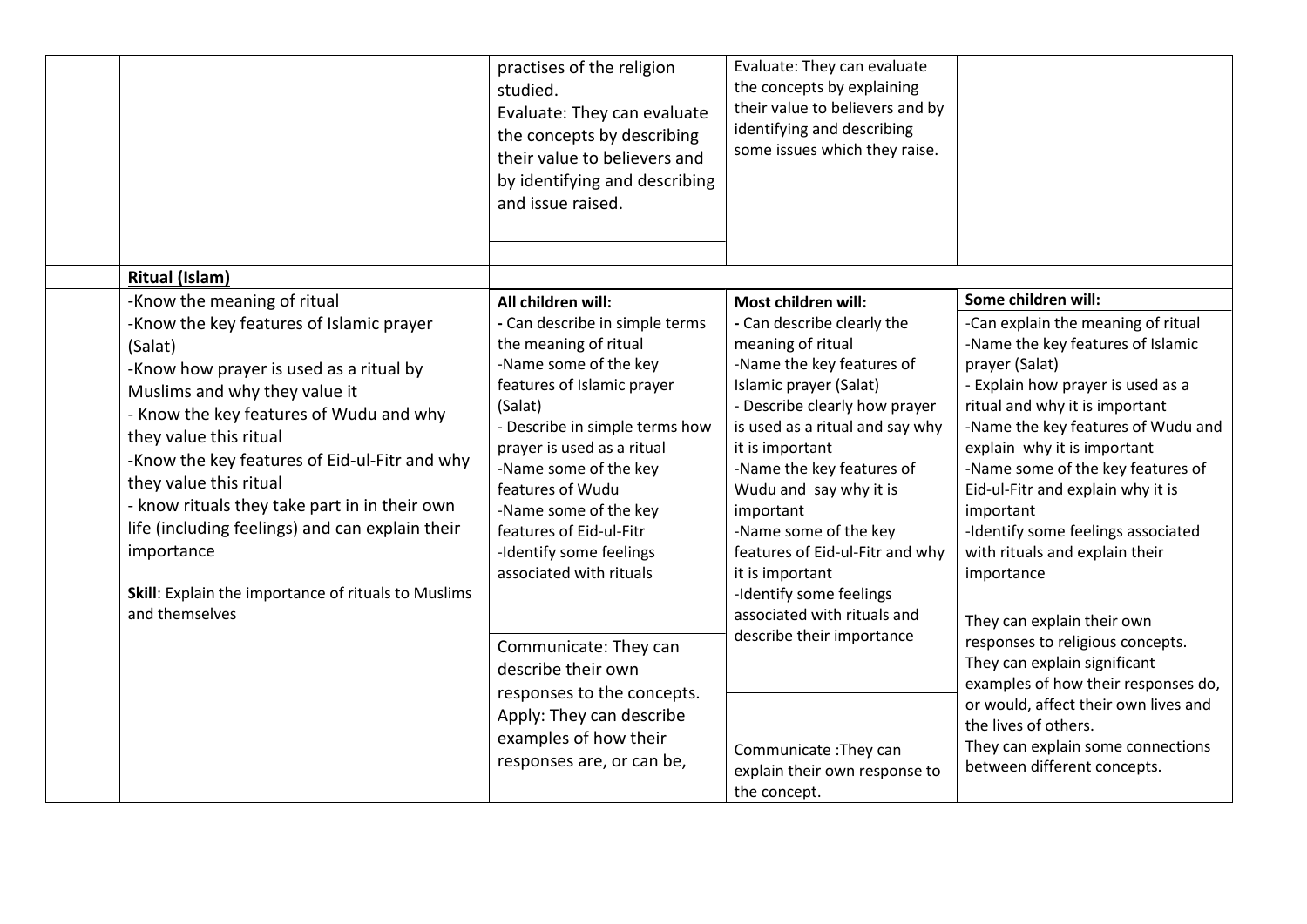|  |  |  |  |  |
|---|---|---|---|---|
|  |  | practises of the religion studied.<br>Evaluate: They can evaluate the concepts by describing their value to believers and by identifying and describing and issue raised. | Evaluate: They can evaluate the concepts by explaining their value to believers and by identifying and describing some issues which they raise. |  |
|  | **Ritual (Islam)** |  |  |  |
|  | -Know the meaning of ritual<br>-Know the key features of Islamic prayer (Salat)<br>-Know how prayer is used as a ritual by Muslims and why they value it<br>- Know the key features of Wudu and why they value this ritual<br>-Know the key features of Eid-ul-Fitr and why they value this ritual<br>- know rituals they take part in in their own life (including feelings) and can explain their importance<br><br>**Skill**: Explain the importance of rituals to Muslims and themselves | **All children will:**<br>- Can describe in simple terms the meaning of ritual<br>-Name some of the key features of Islamic prayer (Salat)<br>- Describe in simple terms how prayer is used as a ritual<br>-Name some of the key features of Wudu<br>-Name some of the key features of Eid-ul-Fitr<br>-Identify some feelings associated with rituals<br><br>Communicate: They can describe their own responses to the concepts.<br>Apply: They can describe examples of how their responses are, or can be, | **Most children will:**<br>- Can describe clearly the meaning of ritual<br>-Name the key features of Islamic prayer (Salat)<br>- Describe clearly how prayer is used as a ritual and say why it is important<br>-Name the key features of Wudu and say why it is important<br>-Name some of the key features of Eid-ul-Fitr and why it is important<br>-Identify some feelings associated with rituals and describe their importance<br><br>Communicate :They can explain their own response to the concept. | **Some children will:**<br>-Can explain the meaning of ritual<br>-Name the key features of Islamic prayer (Salat)<br>- Explain how prayer is used as a ritual and why it is important<br>-Name the key features of Wudu and explain why it is important<br>-Name some of the key features of Eid-ul-Fitr and explain why it is important<br>-Identify some feelings associated with rituals and explain their importance<br><br>They can explain their own responses to religious concepts.<br>They can explain significant examples of how their responses do, or would, affect their own lives and the lives of others.<br>They can explain some connections between different concepts. |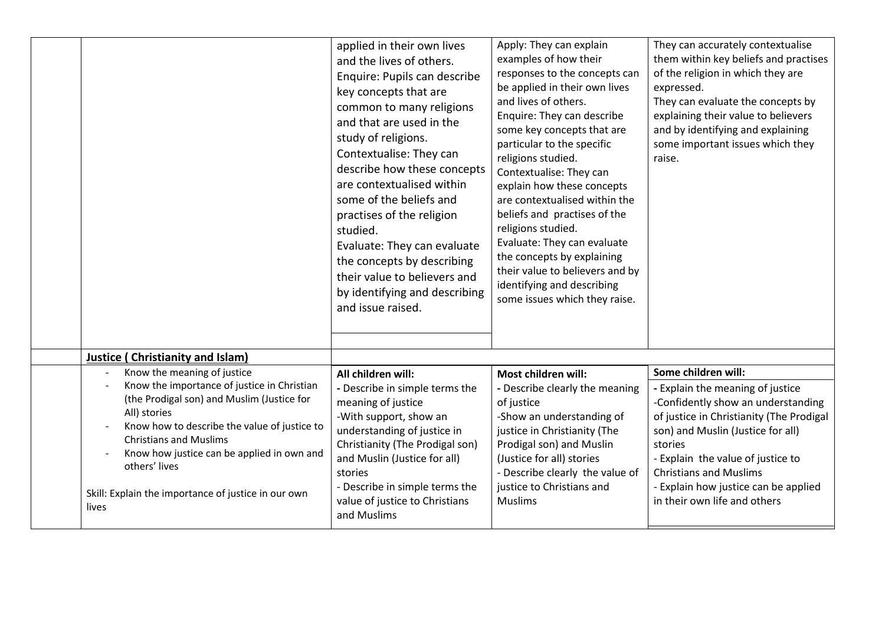| | | | | |
|---|---|---|---|---|
| | | applied in their own lives and the lives of others.<br>Enquire: Pupils can describe key concepts that are common to many religions and that are used in the study of religions.<br>Contextualise: They can describe how these concepts are contextualised within some of the beliefs and practises of the religion studied.<br>Evaluate: They can evaluate the concepts by describing their value to believers and by identifying and describing and issue raised. | Apply: They can explain examples of how their responses to the concepts can be applied in their own lives and lives of others.<br>Enquire: They can describe some key concepts that are particular to the specific religions studied.<br>Contextualise: They can explain how these concepts are contextualised within the beliefs and practises of the religions studied.<br>Evaluate: They can evaluate the concepts by explaining their value to believers and by identifying and describing some issues which they raise. | They can accurately contextualise them within key beliefs and practises of the religion in which they are expressed.<br>They can evaluate the concepts by explaining their value to believers and by identifying and explaining some important issues which they raise. |
| | **Justice ( Christianity and Islam)** | | | |
| | - Know the meaning of justice<br>- Know the importance of justice in Christian (the Prodigal son) and Muslim (Justice for All) stories<br>- Know how to describe the value of justice to Christians and Muslims<br>- Know how justice can be applied in own and others' lives<br><br>Skill: Explain the importance of justice in our own lives | **All children will:**<br>- Describe in simple terms the meaning of justice<br>-With support, show an understanding of justice in Christianity (The Prodigal son) and Muslin (Justice for all) stories<br>- Describe in simple terms the value of justice to Christians and Muslims | **Most children will:**<br>- Describe clearly the meaning of justice<br>-Show an understanding of justice in Christianity (The Prodigal son) and Muslin (Justice for all) stories<br>- Describe clearly the value of justice to Christians and Muslims | **Some children will:**<br>- Explain the meaning of justice<br>-Confidently show an understanding of justice in Christianity (The Prodigal son) and Muslin (Justice for all) stories<br>- Explain the value of justice to Christians and Muslims<br>- Explain how justice can be applied in their own life and others |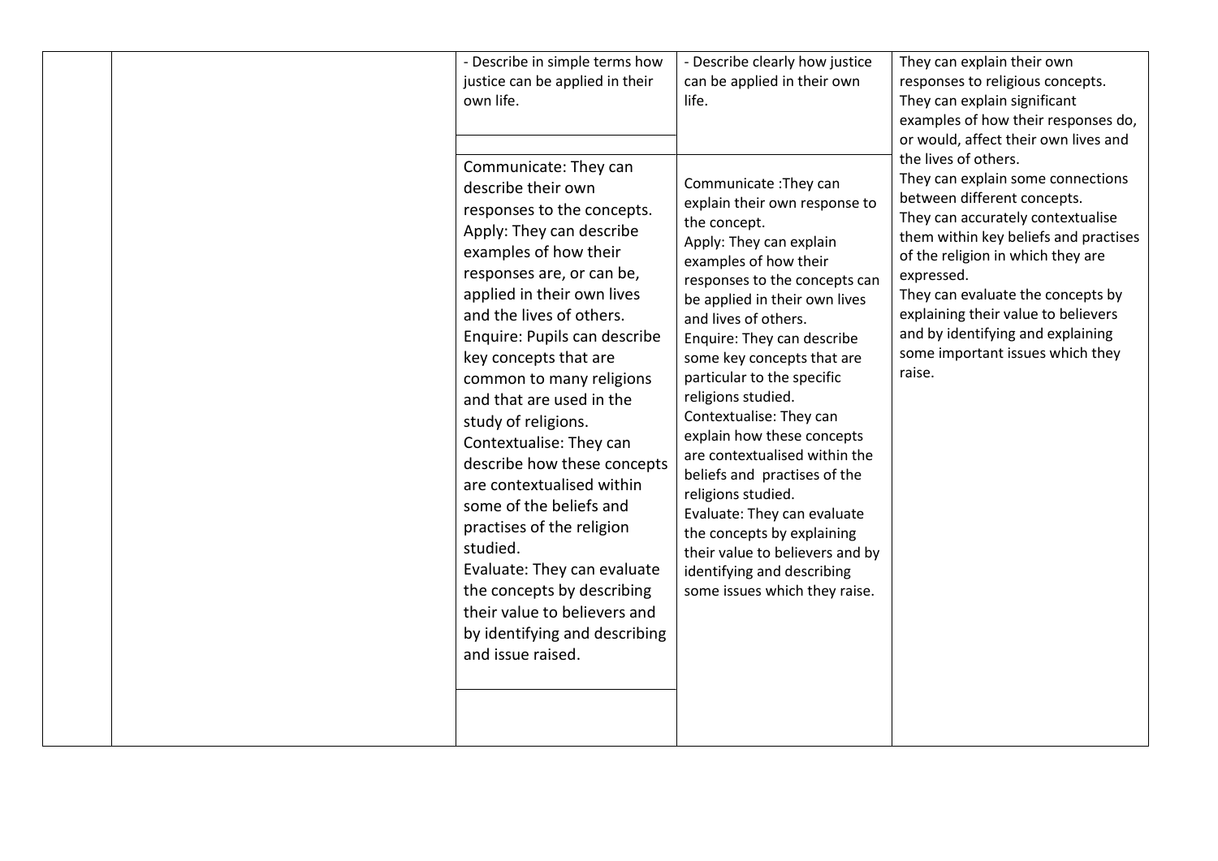|  |  | - Describe in simple terms how justice can be applied in their own life. | - Describe clearly how justice can be applied in their own life. | They can explain their own responses to religious concepts.<br>They can explain significant examples of how their responses do, or would, affect their own lives and the lives of others.<br>They can explain some connections between different concepts.<br>They can accurately contextualise them within key beliefs and practises of the religion in which they are expressed.<br>They can evaluate the concepts by explaining their value to believers and by identifying and explaining some important issues which they raise. |
|---|---|---|---|---|
|  |  | Communicate: They can describe their own responses to the concepts.<br>Apply: They can describe examples of how their responses are, or can be, applied in their own lives and the lives of others.<br>Enquire: Pupils can describe key concepts that are common to many religions and that are used in the study of religions.<br>Contextualise: They can describe how these concepts are contextualised within some of the beliefs and practises of the religion studied.<br>Evaluate: They can evaluate the concepts by describing their value to believers and by identifying and describing and issue raised. | Communicate :They can explain their own response to the concept.<br>Apply: They can explain examples of how their responses to the concepts can be applied in their own lives and lives of others.<br>Enquire: They can describe some key concepts that are particular to the specific religions studied.<br>Contextualise: They can explain how these concepts are contextualised within the beliefs and practises of the religions studied.<br>Evaluate: They can evaluate the concepts by explaining their value to believers and by identifying and describing some issues which they raise. |  |
|  |  |  |  |  |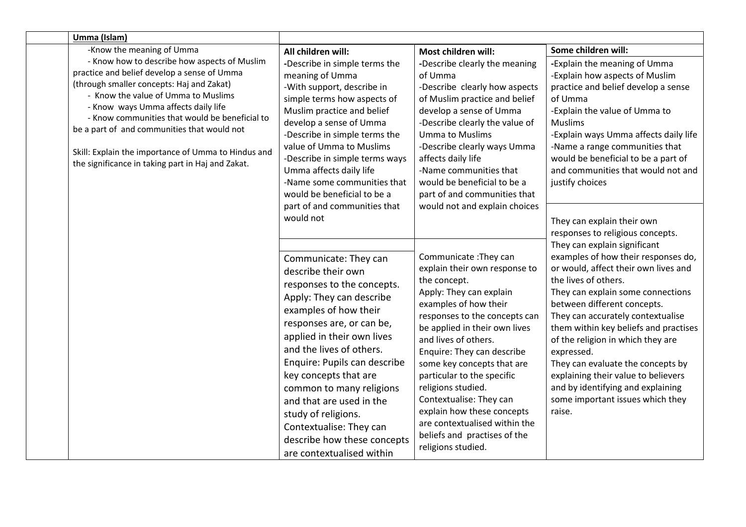| | Umma (Islam) | | | |
|---|---|---|---|---|
| | -Know the meaning of Umma<br>- Know how to describe how aspects of Muslim practice and belief develop a sense of Umma (through smaller concepts: Haj and Zakat)<br>- Know the value of Umma to Muslims<br>- Know ways Umma affects daily life<br>- Know communities that would be beneficial to be a part of and communities that would not<br><br>Skill: Explain the importance of Umma to Hindus and the significance in taking part in Haj and Zakat. | **All children will:**<br>-Describe in simple terms the meaning of Umma<br>-With support, describe in simple terms how aspects of Muslim practice and belief develop a sense of Umma<br>-Describe in simple terms the value of Umma to Muslims<br>-Describe in simple terms ways Umma affects daily life<br>-Name some communities that would be beneficial to be a part of and communities that would not | **Most children will:**<br>-Describe clearly the meaning of Umma<br>-Describe clearly how aspects of Muslim practice and belief develop a sense of Umma<br>-Describe clearly the value of Umma to Muslims<br>-Describe clearly ways Umma affects daily life<br>-Name communities that would be beneficial to be a part of and communities that would not and explain choices | **Some children will:**<br>-Explain the meaning of Umma<br>-Explain how aspects of Muslim practice and belief develop a sense of Umma<br>-Explain the value of Umma to Muslims<br>-Explain ways Umma affects daily life<br>-Name a range communities that would be beneficial to be a part of and communities that would not and justify choices |
| | | Communicate: They can describe their own responses to the concepts.<br>Apply: They can describe examples of how their responses are, or can be, applied in their own lives and the lives of others.<br>Enquire: Pupils can describe key concepts that are common to many religions and that are used in the study of religions.<br>Contextualise: They can describe how these concepts are contextualised within | Communicate :They can explain their own response to the concept.<br>Apply: They can explain examples of how their responses to the concepts can be applied in their own lives and lives of others.<br>Enquire: They can describe some key concepts that are particular to the specific religions studied.<br>Contextualise: They can explain how these concepts are contextualised within the beliefs and practises of the religions studied. | They can explain their own responses to religious concepts.<br>They can explain significant examples of how their responses do, or would, affect their own lives and the lives of others.<br>They can explain some connections between different concepts.<br>They can accurately contextualise them within key beliefs and practises of the religion in which they are expressed.<br>They can evaluate the concepts by explaining their value to believers and by identifying and explaining some important issues which they raise. |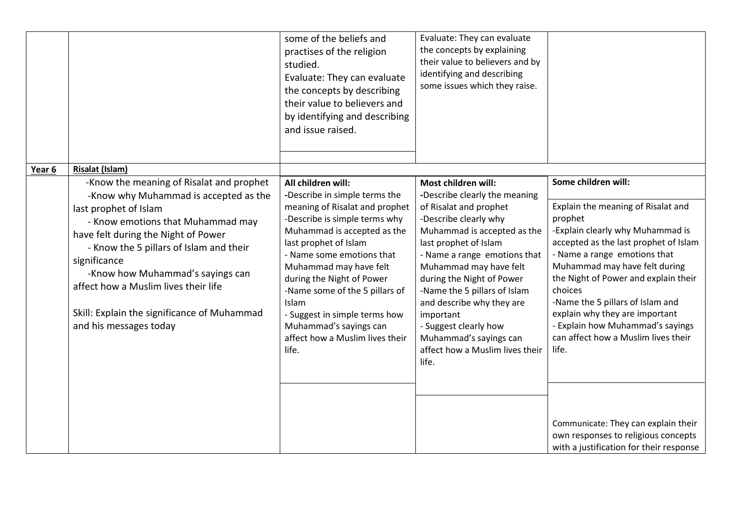| | | | | |
|---|---|---|---|---|
| | | some of the beliefs and practises of the religion studied.<br>Evaluate: They can evaluate the concepts by describing their value to believers and by identifying and describing and issue raised. | Evaluate: They can evaluate the concepts by explaining their value to believers and by identifying and describing some issues which they raise. | |
| **Year 6** | **Risalat (Islam)** | | | |
| | -Know the meaning of Risalat and prophet<br>-Know why Muhammad is accepted as the last prophet of Islam<br>- Know emotions that Muhammad may have felt during the Night of Power<br>- Know the 5 pillars of Islam and their significance<br>-Know how Muhammad's sayings can affect how a Muslim lives their life<br><br>Skill: Explain the significance of Muhammad and his messages today | **All children will:**<br>-Describe in simple terms the meaning of Risalat and prophet<br>-Describe is simple terms why Muhammad is accepted as the last prophet of Islam<br>- Name some emotions that Muhammad may have felt during the Night of Power<br>-Name some of the 5 pillars of Islam<br>- Suggest in simple terms how Muhammad's sayings can affect how a Muslim lives their life. | **Most children will:**<br>-Describe clearly the meaning of Risalat and prophet<br>-Describe clearly why Muhammad is accepted as the last prophet of Islam<br>- Name a range emotions that Muhammad may have felt during the Night of Power<br>-Name the 5 pillars of Islam and describe why they are important<br>- Suggest clearly how Muhammad's sayings can affect how a Muslim lives their life. | **Some children will:**<br><br>Explain the meaning of Risalat and prophet<br>-Explain clearly why Muhammad is accepted as the last prophet of Islam<br>- Name a range emotions that Muhammad may have felt during the Night of Power and explain their choices<br>-Name the 5 pillars of Islam and explain why they are important<br>- Explain how Muhammad's sayings can affect how a Muslim lives their life. |
| | | | | Communicate: They can explain their own responses to religious concepts with a justification for their response |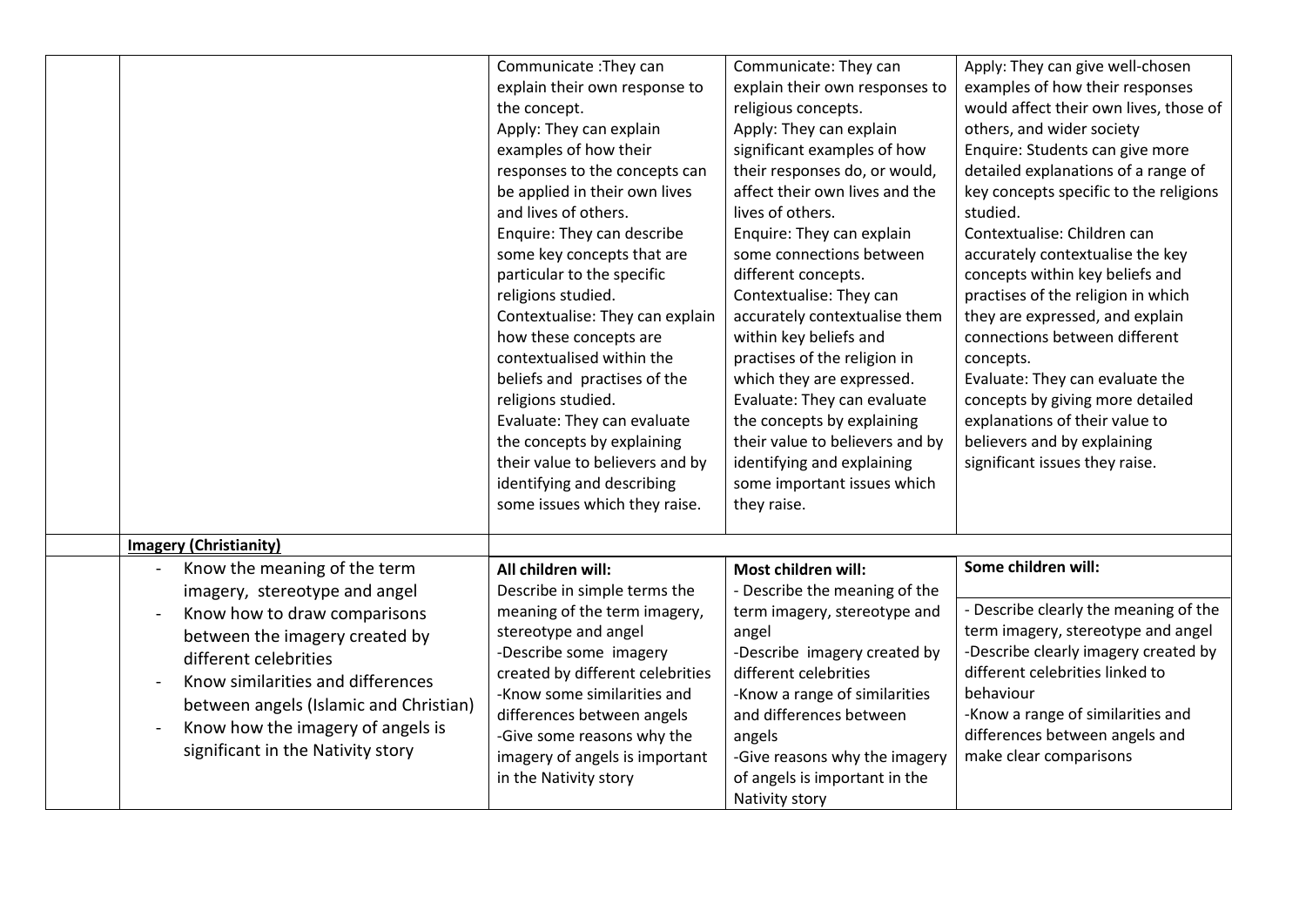| | | | | |
|---|---|---|---|---|
| | | Communicate :They can explain their own response to the concept.<br>Apply: They can explain examples of how their responses to the concepts can be applied in their own lives and lives of others.<br>Enquire: They can describe some key concepts that are particular to the specific religions studied.<br>Contextualise: They can explain how these concepts are contextualised within the beliefs and practises of the religions studied.<br>Evaluate: They can evaluate the concepts by explaining their value to believers and by identifying and describing some issues which they raise. | Communicate: They can explain their own responses to religious concepts.<br>Apply: They can explain significant examples of how their responses do, or would, affect their own lives and the lives of others.<br>Enquire: They can explain some connections between different concepts.<br>Contextualise: They can accurately contextualise them within key beliefs and practises of the religion in which they are expressed.<br>Evaluate: They can evaluate the concepts by explaining their value to believers and by identifying and explaining some important issues which they raise. | Apply: They can give well-chosen examples of how their responses would affect their own lives, those of others, and wider society<br>Enquire: Students can give more detailed explanations of a range of key concepts specific to the religions studied.<br>Contextualise: Children can accurately contextualise the key concepts within key beliefs and practises of the religion in which they are expressed, and explain connections between different concepts.<br>Evaluate: They can evaluate the concepts by giving more detailed explanations of their value to believers and by explaining significant issues they raise. |
| | **Imagery (Christianity)** | | | |
| | - Know the meaning of the term imagery, stereotype and angel<br>- Know how to draw comparisons between the imagery created by different celebrities<br>- Know similarities and differences between angels (Islamic and Christian)<br>- Know how the imagery of angels is significant in the Nativity story | **All children will:**<br>Describe in simple terms the meaning of the term imagery, stereotype and angel<br>-Describe some imagery created by different celebrities<br>-Know some similarities and differences between angels<br>-Give some reasons why the imagery of angels is important in the Nativity story | **Most children will:**<br>- Describe the meaning of the term imagery, stereotype and angel<br>-Describe imagery created by different celebrities<br>-Know a range of similarities and differences between angels<br>-Give reasons why the imagery of angels is important in the Nativity story | **Some children will:**<br>- Describe clearly the meaning of the term imagery, stereotype and angel<br>-Describe clearly imagery created by different celebrities linked to behaviour<br>-Know a range of similarities and differences between angels and make clear comparisons |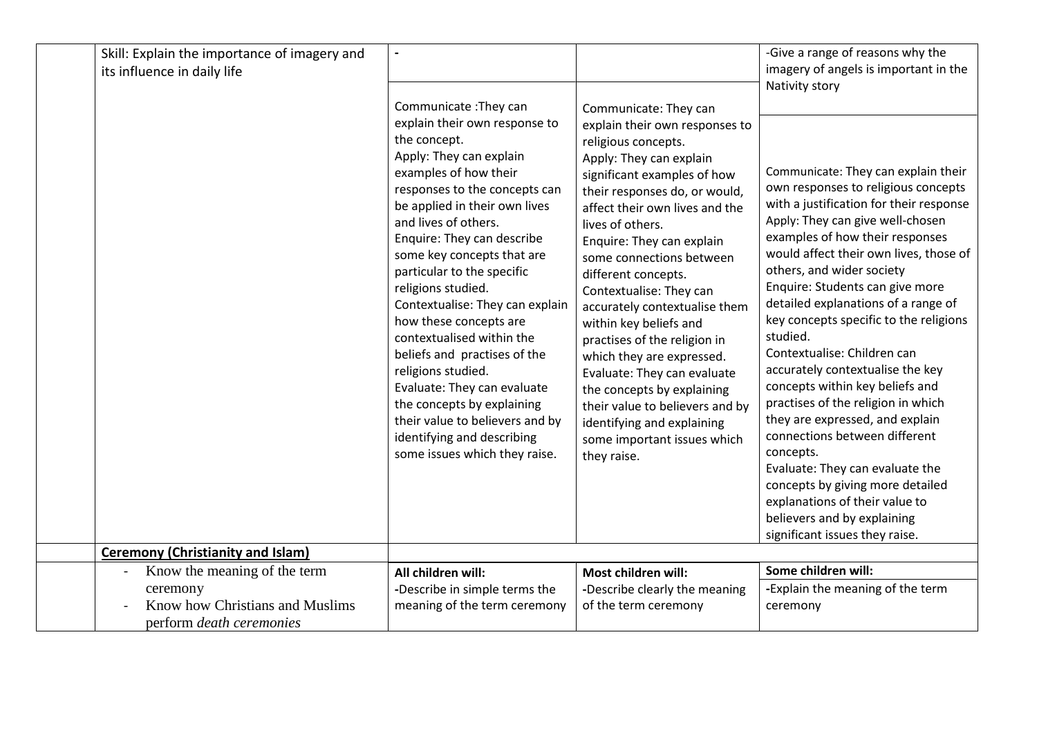| | | | | |
|---|---|---|---|---|
| | Skill: Explain the importance of imagery and its influence in daily life | - | | -Give a range of reasons why the imagery of angels is important in the Nativity story |
| | | Communicate :They can explain their own response to the concept.<br>Apply: They can explain examples of how their responses to the concepts can be applied in their own lives and lives of others.<br>Enquire: They can describe some key concepts that are particular to the specific religions studied.<br>Contextualise: They can explain how these concepts are contextualised within the beliefs and practises of the religions studied.<br>Evaluate: They can evaluate the concepts by explaining their value to believers and by identifying and describing some issues which they raise. | Communicate: They can explain their own responses to religious concepts.<br>Apply: They can explain significant examples of how their responses do, or would, affect their own lives and the lives of others.<br>Enquire: They can explain some connections between different concepts.<br>Contextualise: They can accurately contextualise them within key beliefs and practises of the religion in which they are expressed.<br>Evaluate: They can evaluate the concepts by explaining their value to believers and by identifying and explaining some important issues which they raise. | Communicate: They can explain their own responses to religious concepts with a justification for their response<br>Apply: They can give well-chosen examples of how their responses would affect their own lives, those of others, and wider society<br>Enquire: Students can give more detailed explanations of a range of key concepts specific to the religions studied.<br>Contextualise: Children can accurately contextualise the key concepts within key beliefs and practises of the religion in which they are expressed, and explain connections between different concepts.<br>Evaluate: They can evaluate the concepts by giving more detailed explanations of their value to believers and by explaining significant issues they raise. |
| | **Ceremony (Christianity and Islam)** | | | |
| | - Know the meaning of the term ceremony<br>- Know how Christians and Muslims perform *death ceremonies* | **All children will:**<br>-Describe in simple terms the meaning of the term ceremony | **Most children will:**<br>-Describe clearly the meaning of the term ceremony | **Some children will:**<br>-Explain the meaning of the term ceremony |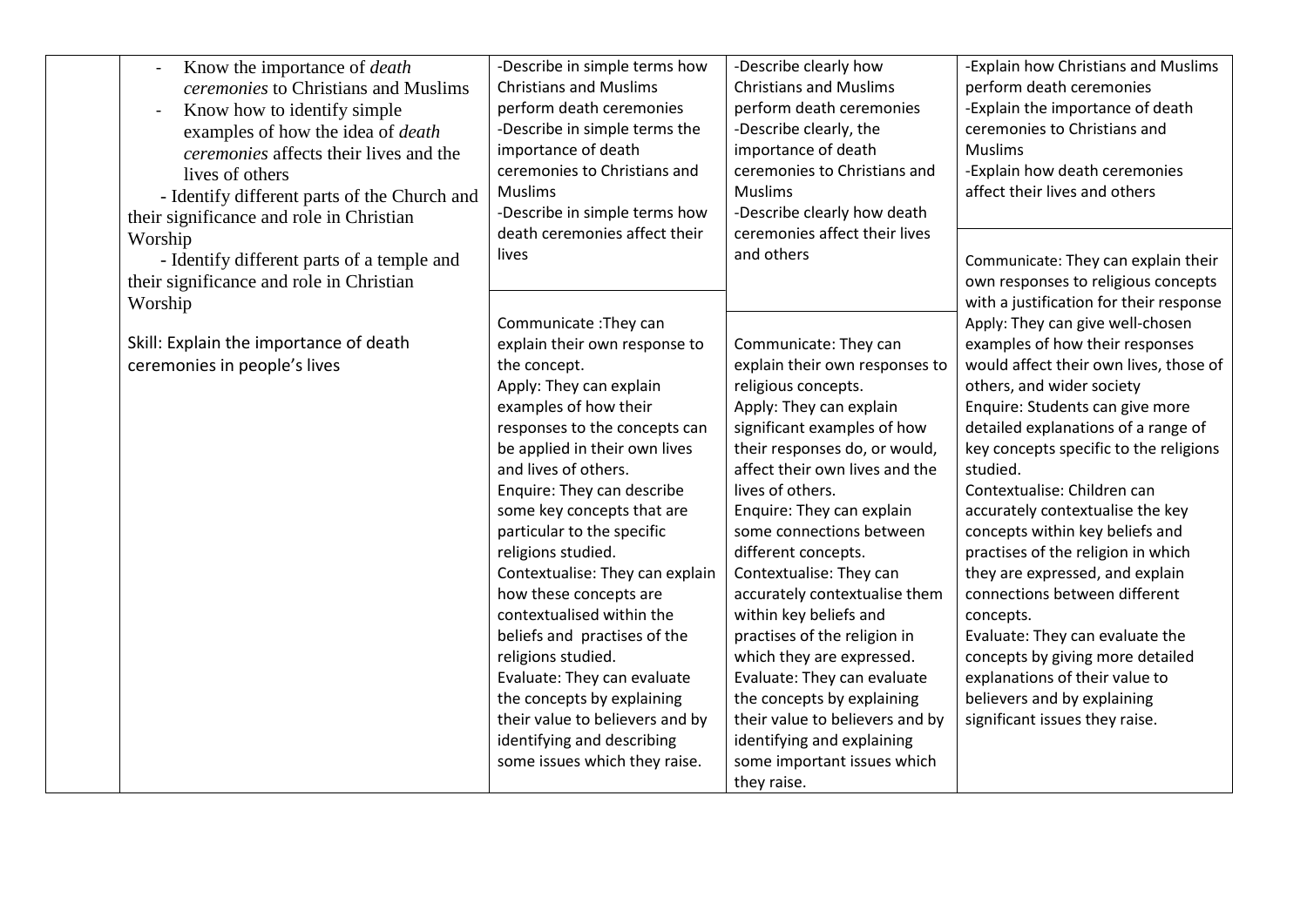| | | | | |
|---|---|---|---|---|
| | - Know the importance of *death ceremonies* to Christians and Muslims<br>- Know how to identify simple examples of how the idea of *death ceremonies* affects their lives and the lives of others<br>- Identify different parts of the Church and their significance and role in Christian Worship<br>- Identify different parts of a temple and their significance and role in Christian Worship<br><br>Skill: Explain the importance of death ceremonies in people's lives | -Describe in simple terms how Christians and Muslims perform death ceremonies<br>-Describe in simple terms the importance of death ceremonies to Christians and Muslims<br>-Describe in simple terms how death ceremonies affect their lives | -Describe clearly how Christians and Muslims perform death ceremonies<br>-Describe clearly, the importance of death ceremonies to Christians and Muslims<br>-Describe clearly how death ceremonies affect their lives and others | -Explain how Christians and Muslims perform death ceremonies<br>-Explain the importance of death ceremonies to Christians and Muslims<br>-Explain how death ceremonies affect their lives and others |
| | | Communicate :They can explain their own response to the concept.<br>Apply: They can explain examples of how their responses to the concepts can be applied in their own lives and lives of others.<br>Enquire: They can describe some key concepts that are particular to the specific religions studied.<br>Contextualise: They can explain how these concepts are contextualised within the beliefs and practises of the religions studied.<br>Evaluate: They can evaluate the concepts by explaining their value to believers and by identifying and describing some issues which they raise. | Communicate: They can explain their own responses to religious concepts.<br>Apply: They can explain significant examples of how their responses do, or would, affect their own lives and the lives of others.<br>Enquire: They can explain some connections between different concepts.<br>Contextualise: They can accurately contextualise them within key beliefs and practises of the religion in which they are expressed.<br>Evaluate: They can evaluate the concepts by explaining their value to believers and by identifying and explaining some important issues which they raise. | Communicate: They can explain their own responses to religious concepts with a justification for their response<br>Apply: They can give well-chosen examples of how their responses would affect their own lives, those of others, and wider society<br>Enquire: Students can give more detailed explanations of a range of key concepts specific to the religions studied.<br>Contextualise: Children can accurately contextualise the key concepts within key beliefs and practises of the religion in which they are expressed, and explain connections between different concepts.<br>Evaluate: They can evaluate the concepts by giving more detailed explanations of their value to believers and by explaining significant issues they raise. |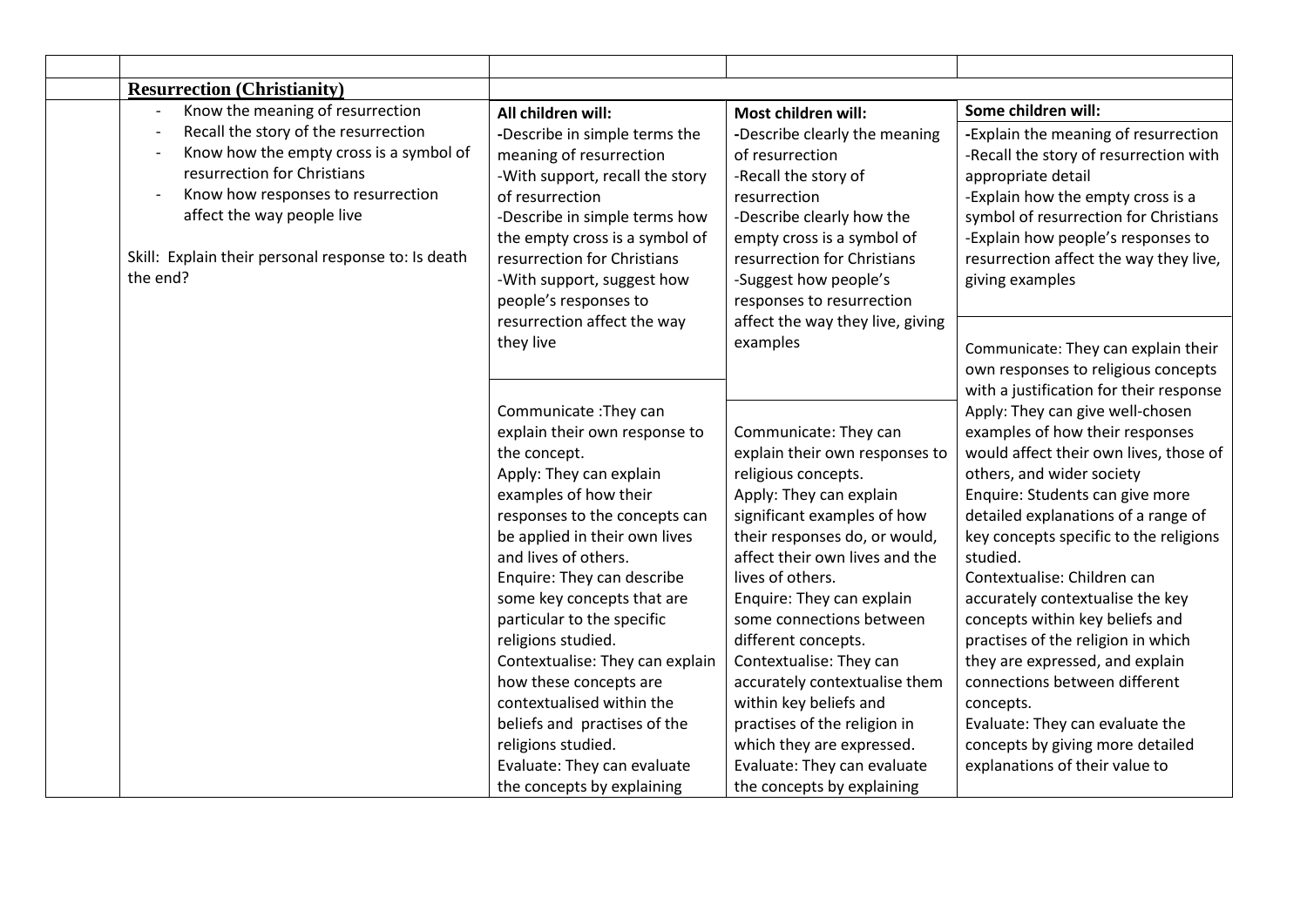| | | | | |
|---|---|---|---|---|
| | **Resurrection (Christianity)** | | | |
| | - Know the meaning of resurrection<br>- Recall the story of the resurrection<br>- Know how the empty cross is a symbol of resurrection for Christians<br>- Know how responses to resurrection affect the way people live<br><br>Skill: Explain their personal response to: Is death the end? | **All children will:**<br>-Describe in simple terms the meaning of resurrection<br>-With support, recall the story of resurrection<br>-Describe in simple terms how the empty cross is a symbol of resurrection for Christians<br>-With support, suggest how people's responses to resurrection affect the way they live<br><br>Communicate :They can explain their own response to the concept.<br>Apply: They can explain examples of how their responses to the concepts can be applied in their own lives and lives of others.<br>Enquire: They can describe some key concepts that are particular to the specific religions studied.<br>Contextualise: They can explain how these concepts are contextualised within the beliefs and practises of the religions studied.<br>Evaluate: They can evaluate the concepts by explaining | **Most children will:**<br>-Describe clearly the meaning of resurrection<br>-Recall the story of resurrection<br>-Describe clearly how the empty cross is a symbol of resurrection for Christians<br>-Suggest how people's responses to resurrection affect the way they live, giving examples<br><br>Communicate: They can explain their own responses to religious concepts.<br>Apply: They can explain significant examples of how their responses do, or would, affect their own lives and the lives of others.<br>Enquire: They can explain some connections between different concepts.<br>Contextualise: They can accurately contextualise them within key beliefs and practises of the religion in which they are expressed.<br>Evaluate: They can evaluate the concepts by explaining | **Some children will:**<br>-Explain the meaning of resurrection<br>-Recall the story of resurrection with appropriate detail<br>-Explain how the empty cross is a symbol of resurrection for Christians<br>-Explain how people's responses to resurrection affect the way they live, giving examples<br><br>Communicate: They can explain their own responses to religious concepts with a justification for their response<br>Apply: They can give well-chosen examples of how their responses would affect their own lives, those of others, and wider society<br>Enquire: Students can give more detailed explanations of a range of key concepts specific to the religions studied.<br>Contextualise: Children can accurately contextualise the key concepts within key beliefs and practises of the religion in which they are expressed, and explain connections between different concepts.<br>Evaluate: They can evaluate the concepts by giving more detailed explanations of their value to |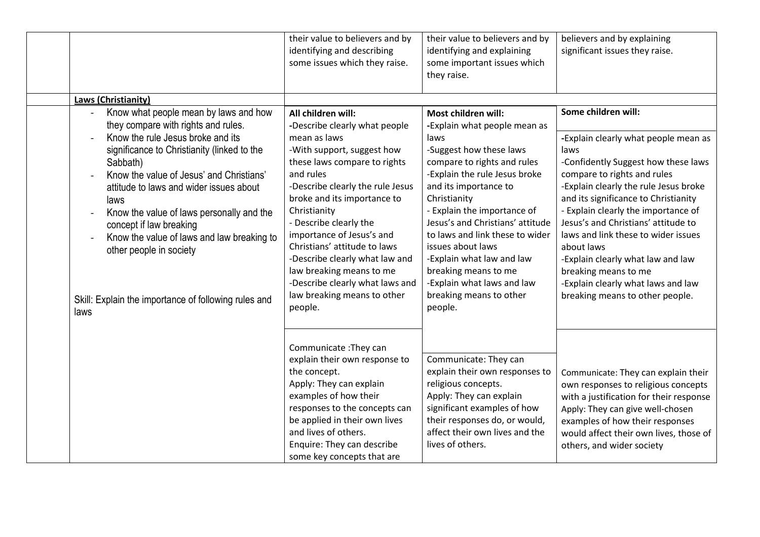| | | | | |
|---|---|---|---|---|
| | | their value to believers and by identifying and describing some issues which they raise. | their value to believers and by identifying and explaining some important issues which they raise. | believers and by explaining significant issues they raise. |
| | **Laws (Christianity)** | | | |
| | - Know what people mean by laws and how they compare with rights and rules.<br>- Know the rule Jesus broke and its significance to Christianity (linked to the Sabbath)<br>- Know the value of Jesus' and Christians' attitude to laws and wider issues about laws<br>- Know the value of laws personally and the concept if law breaking<br>- Know the value of laws and law breaking to other people in society<br><br>Skill: Explain the importance of following rules and laws | **All children will:**<br>-Describe clearly what people mean as laws<br>-With support, suggest how these laws compare to rights and rules<br>-Describe clearly the rule Jesus broke and its importance to Christianity<br>- Describe clearly the importance of Jesus's and Christians' attitude to laws<br>-Describe clearly what law and law breaking means to me<br>-Describe clearly what laws and law breaking means to other people. | **Most children will:**<br>-Explain what people mean as laws<br>-Suggest how these laws compare to rights and rules<br>-Explain the rule Jesus broke and its importance to Christianity<br>- Explain the importance of Jesus's and Christians' attitude to laws and link these to wider issues about laws<br>-Explain what law and law breaking means to me<br>-Explain what laws and law breaking means to other people. | **Some children will:**<br>-Explain clearly what people mean as laws<br>-Confidently Suggest how these laws compare to rights and rules<br>-Explain clearly the rule Jesus broke and its significance to Christianity<br>- Explain clearly the importance of Jesus's and Christians' attitude to laws and link these to wider issues about laws<br>-Explain clearly what law and law breaking means to me<br>-Explain clearly what laws and law breaking means to other people. |
| | | Communicate :They can explain their own response to the concept.<br>Apply: They can explain examples of how their responses to the concepts can be applied in their own lives and lives of others.<br>Enquire: They can describe some key concepts that are | Communicate: They can explain their own responses to religious concepts.<br>Apply: They can explain significant examples of how their responses do, or would, affect their own lives and the lives of others. | Communicate: They can explain their own responses to religious concepts with a justification for their response<br>Apply: They can give well-chosen examples of how their responses would affect their own lives, those of others, and wider society |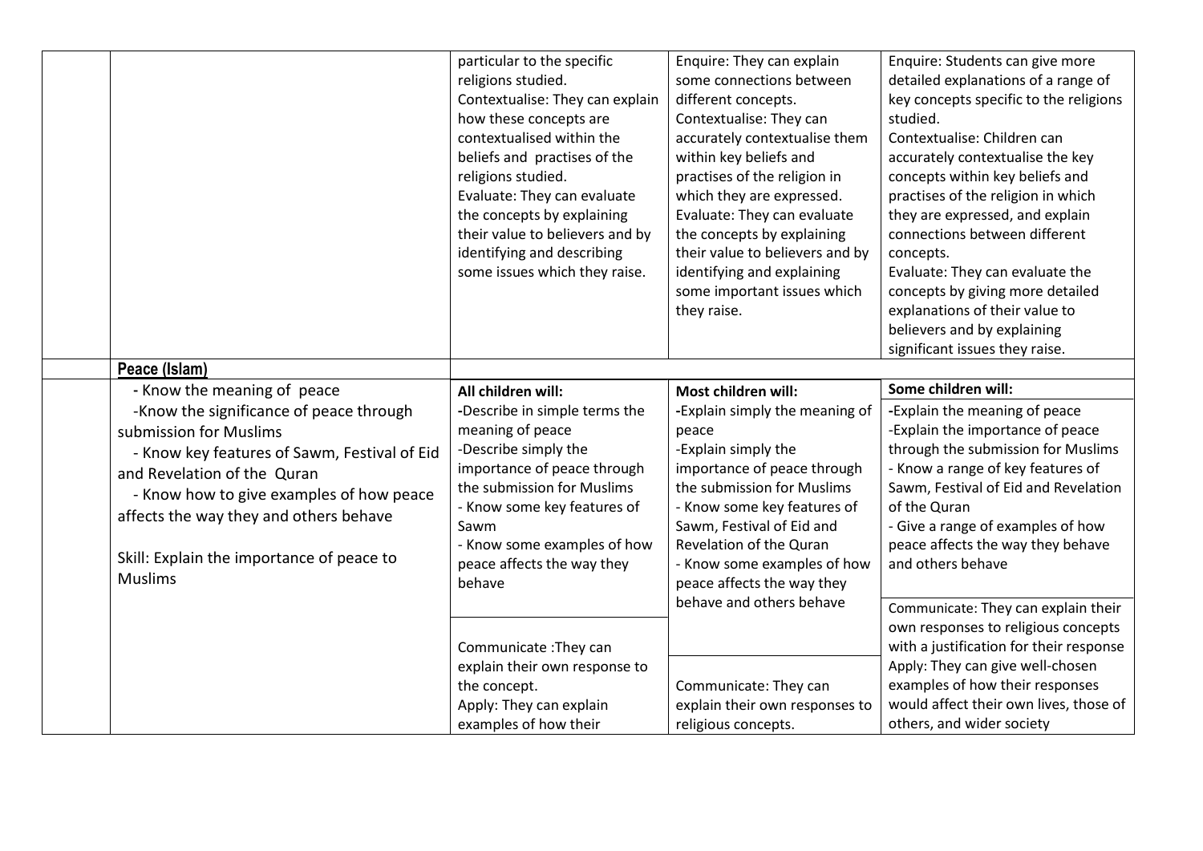| | | | | |
|---|---|---|---|---|
| | | particular to the specific religions studied.<br>Contextualise: They can explain how these concepts are contextualised within the beliefs and practises of the religions studied.<br>Evaluate: They can evaluate the concepts by explaining their value to believers and by identifying and describing some issues which they raise. | Enquire: They can explain some connections between different concepts.<br>Contextualise: They can accurately contextualise them within key beliefs and practises of the religion in which they are expressed.<br>Evaluate: They can evaluate the concepts by explaining their value to believers and by identifying and explaining some important issues which they raise. | Enquire: Students can give more detailed explanations of a range of key concepts specific to the religions studied.<br>Contextualise: Children can accurately contextualise the key concepts within key beliefs and practises of the religion in which they are expressed, and explain connections between different concepts.<br>Evaluate: They can evaluate the concepts by giving more detailed explanations of their value to believers and by explaining significant issues they raise. |
| | **Peace (Islam)** | | | |
| | - Know the meaning of peace<br>-Know the significance of peace through submission for Muslims<br>- Know key features of Sawm, Festival of Eid and Revelation of the Quran<br>- Know how to give examples of how peace affects the way they and others behave<br><br>Skill: Explain the importance of peace to Muslims | **All children will:**<br>-Describe in simple terms the meaning of peace<br>-Describe simply the importance of peace through the submission for Muslims<br>- Know some key features of Sawm<br>- Know some examples of how peace affects the way they behave<br><br>Communicate :They can explain their own response to the concept.<br>Apply: They can explain examples of how their | **Most children will:**<br>-Explain simply the meaning of peace<br>-Explain simply the importance of peace through the submission for Muslims<br>- Know some key features of Sawm, Festival of Eid and Revelation of the Quran<br>- Know some examples of how peace affects the way they behave and others behave<br><br>Communicate: They can explain their own responses to religious concepts. | **Some children will:**<br>-Explain the meaning of peace<br>-Explain the importance of peace through the submission for Muslims<br>- Know a range of key features of Sawm, Festival of Eid and Revelation of the Quran<br>- Give a range of examples of how peace affects the way they behave and others behave<br><br>Communicate: They can explain their own responses to religious concepts with a justification for their response<br>Apply: They can give well-chosen examples of how their responses would affect their own lives, those of others, and wider society |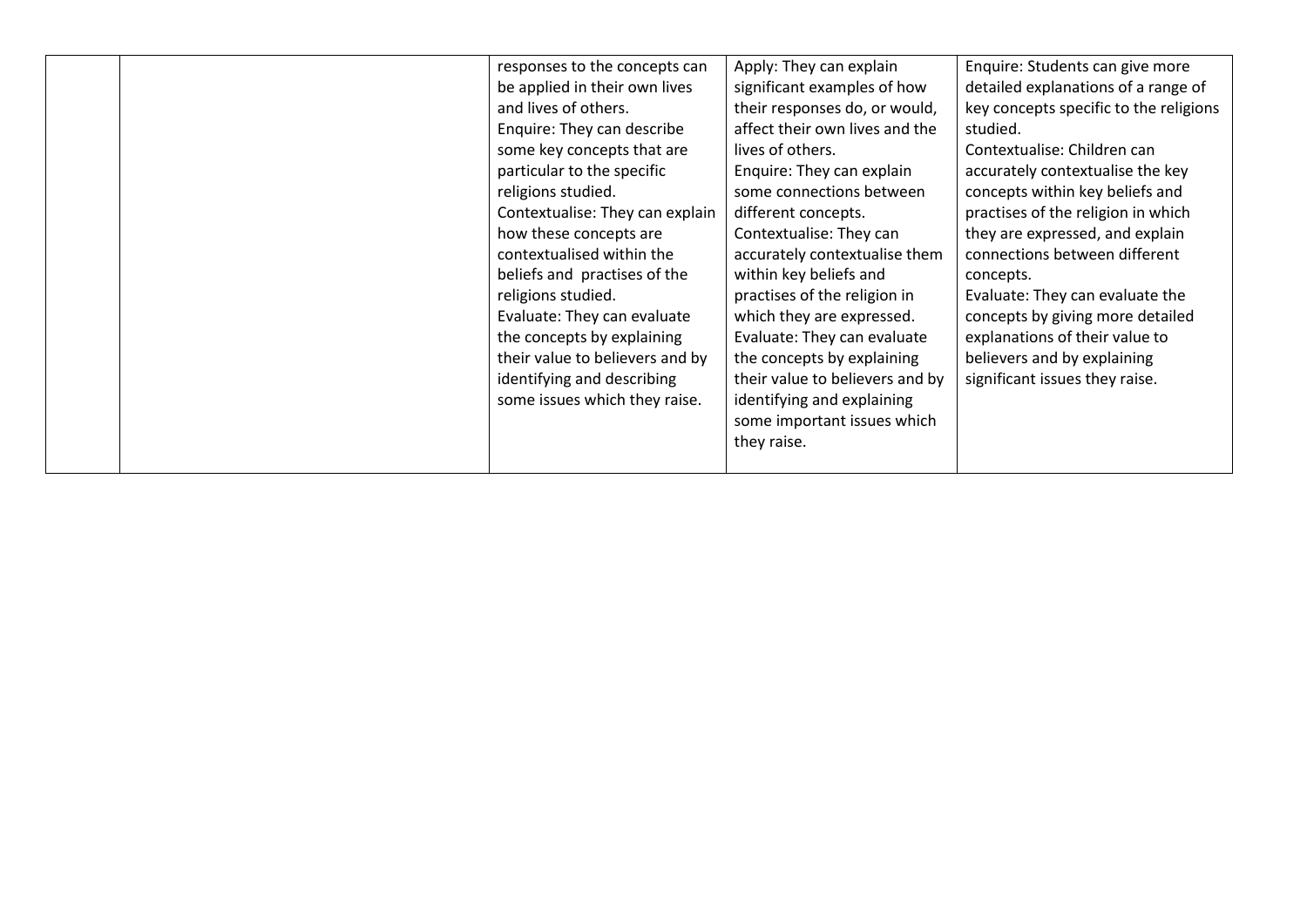| | | | | |
|---|---|---|---|---|
| | | responses to the concepts can be applied in their own lives and lives of others.<br>Enquire: They can describe some key concepts that are particular to the specific religions studied.<br>Contextualise: They can explain how these concepts are contextualised within the beliefs and practises of the religions studied.<br>Evaluate: They can evaluate the concepts by explaining their value to believers and by identifying and describing some issues which they raise. | Apply: They can explain significant examples of how their responses do, or would, affect their own lives and the lives of others.<br>Enquire: They can explain some connections between different concepts.<br>Contextualise: They can accurately contextualise them within key beliefs and practises of the religion in which they are expressed.<br>Evaluate: They can evaluate the concepts by explaining their value to believers and by identifying and explaining some important issues which they raise. | Enquire: Students can give more detailed explanations of a range of key concepts specific to the religions studied.<br>Contextualise: Children can accurately contextualise the key concepts within key beliefs and practises of the religion in which they are expressed, and explain connections between different concepts.<br>Evaluate: They can evaluate the concepts by giving more detailed explanations of their value to believers and by explaining significant issues they raise. |